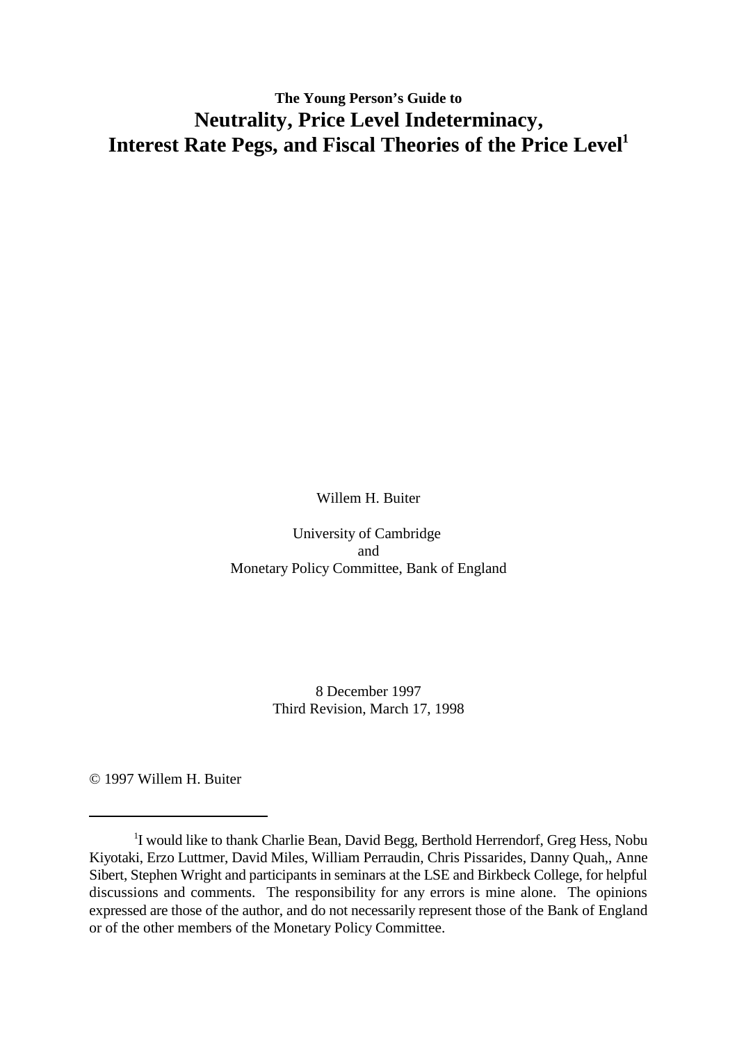**The Young Person's Guide to**

# Neutrality, Price Level Indeterminacy, Interest Rate Pegs, and Fiscal Theories of the Price Level[1]

Willem H. Buiter

University of Cambridge
and
Monetary Policy Committee, Bank of England

8 December 1997
Third Revision, March 17, 1998

© 1997 Willem H. Buiter

---

[1] I would like to thank Charlie Bean, David Begg, Berthold Herrendorf, Greg Hess, Nobu Kiyotaki, Erzo Luttmer, David Miles, William Perraudin, Chris Pissarides, Danny Quah,, Anne Sibert, Stephen Wright and participants in seminars at the LSE and Birkbeck College, for helpful discussions and comments. The responsibility for any errors is mine alone. The opinions expressed are those of the author, and do not necessarily represent those of the Bank of England or of the other members of the Monetary Policy Committee.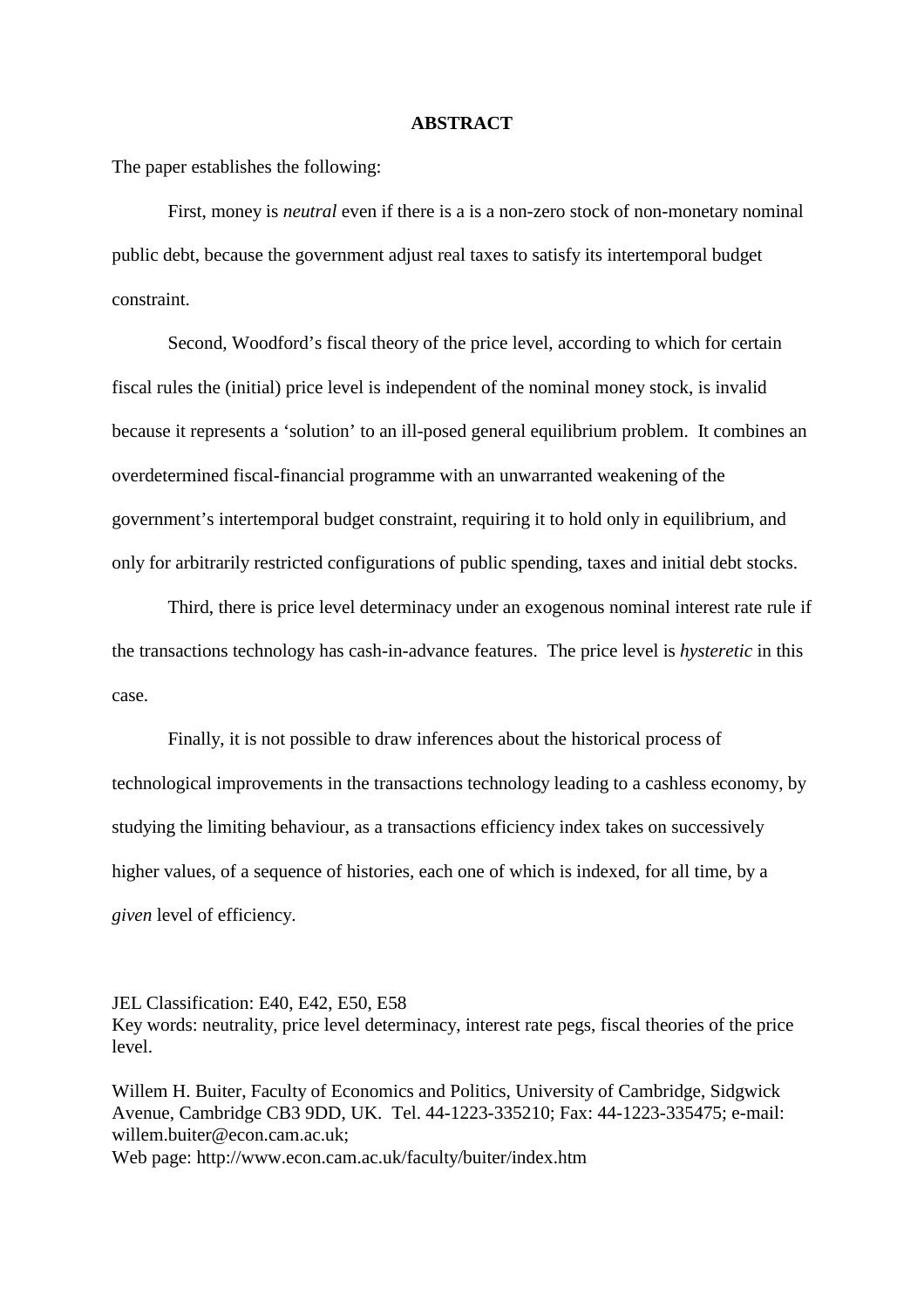**ABSTRACT**

The paper establishes the following:

First, money is *neutral* even if there is a is a non-zero stock of non-monetary nominal public debt, because the government adjust real taxes to satisfy its intertemporal budget constraint.

Second, Woodford's fiscal theory of the price level, according to which for certain fiscal rules the (initial) price level is independent of the nominal money stock, is invalid because it represents a 'solution' to an ill-posed general equilibrium problem. It combines an overdetermined fiscal-financial programme with an unwarranted weakening of the government's intertemporal budget constraint, requiring it to hold only in equilibrium, and only for arbitrarily restricted configurations of public spending, taxes and initial debt stocks.

Third, there is price level determinacy under an exogenous nominal interest rate rule if the transactions technology has cash-in-advance features. The price level is *hysteretic* in this case.

Finally, it is not possible to draw inferences about the historical process of technological improvements in the transactions technology leading to a cashless economy, by studying the limiting behaviour, as a transactions efficiency index takes on successively higher values, of a sequence of histories, each one of which is indexed, for all time, by a *given* level of efficiency.

JEL Classification: E40, E42, E50, E58
Key words: neutrality, price level determinacy, interest rate pegs, fiscal theories of the price level.

Willem H. Buiter, Faculty of Economics and Politics, University of Cambridge, Sidgwick Avenue, Cambridge CB3 9DD, UK. Tel. 44-1223-335210; Fax: 44-1223-335475; e-mail: willem.buiter@econ.cam.ac.uk;
Web page: http://www.econ.cam.ac.uk/faculty/buiter/index.htm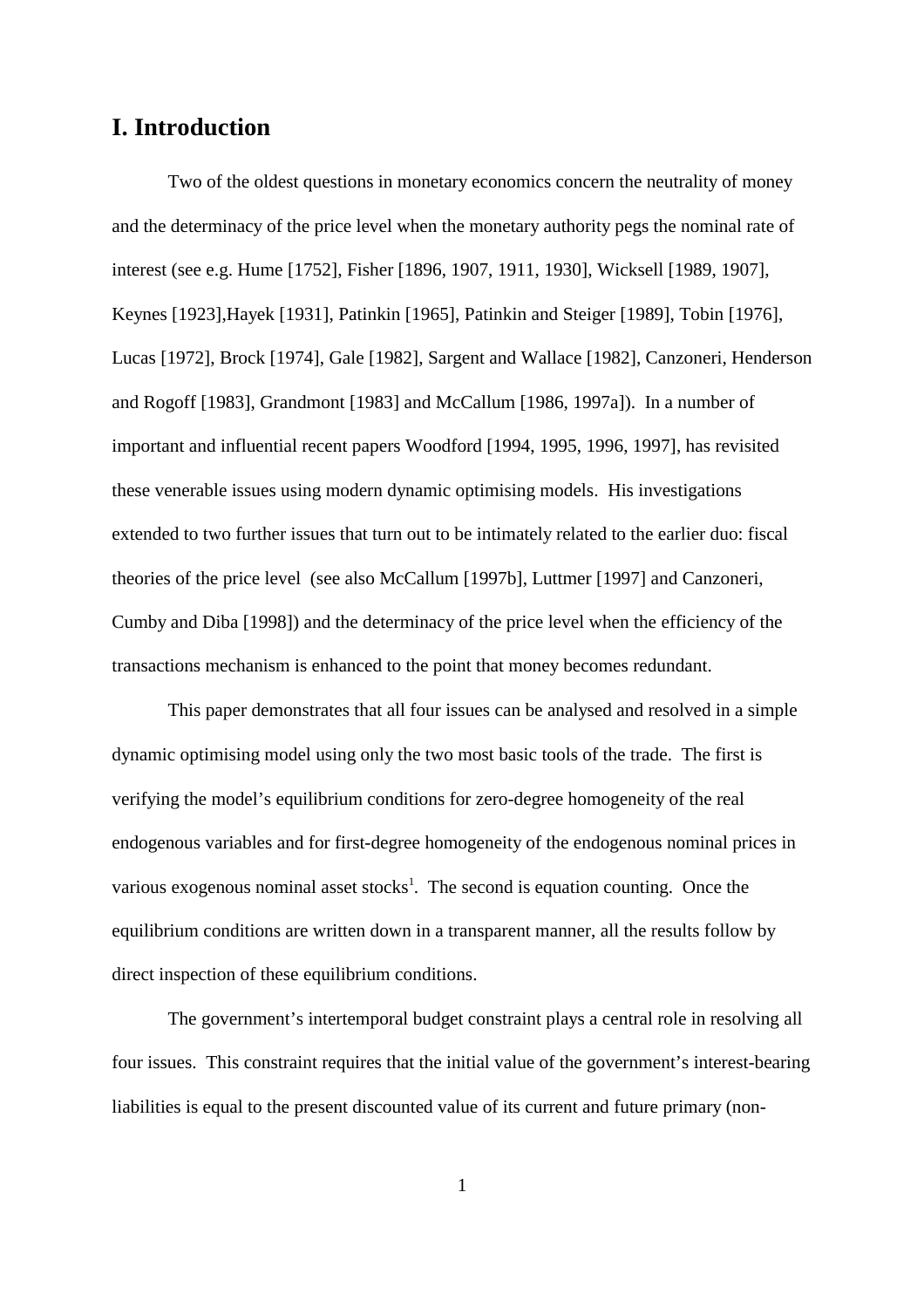# I. Introduction

Two of the oldest questions in monetary economics concern the neutrality of money and the determinacy of the price level when the monetary authority pegs the nominal rate of interest (see e.g. Hume [1752], Fisher [1896, 1907, 1911, 1930], Wicksell [1989, 1907], Keynes [1923],Hayek [1931], Patinkin [1965], Patinkin and Steiger [1989], Tobin [1976], Lucas [1972], Brock [1974], Gale [1982], Sargent and Wallace [1982], Canzoneri, Henderson and Rogoff [1983], Grandmont [1983] and McCallum [1986, 1997a]). In a number of important and influential recent papers Woodford [1994, 1995, 1996, 1997], has revisited these venerable issues using modern dynamic optimising models. His investigations extended to two further issues that turn out to be intimately related to the earlier duo: fiscal theories of the price level (see also McCallum [1997b], Luttmer [1997] and Canzoneri, Cumby and Diba [1998]) and the determinacy of the price level when the efficiency of the transactions mechanism is enhanced to the point that money becomes redundant.

This paper demonstrates that all four issues can be analysed and resolved in a simple dynamic optimising model using only the two most basic tools of the trade. The first is verifying the model's equilibrium conditions for zero-degree homogeneity of the real endogenous variables and for first-degree homogeneity of the endogenous nominal prices in various exogenous nominal asset stocks[1]. The second is equation counting. Once the equilibrium conditions are written down in a transparent manner, all the results follow by direct inspection of these equilibrium conditions.

The government's intertemporal budget constraint plays a central role in resolving all four issues. This constraint requires that the initial value of the government's interest-bearing liabilities is equal to the present discounted value of its current and future primary (non-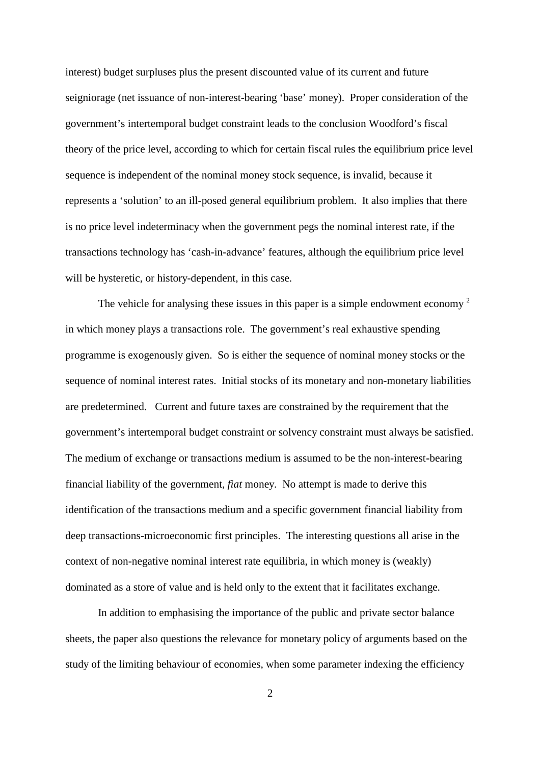interest) budget surpluses plus the present discounted value of its current and future seigniorage (net issuance of non-interest-bearing 'base' money). Proper consideration of the government's intertemporal budget constraint leads to the conclusion Woodford's fiscal theory of the price level, according to which for certain fiscal rules the equilibrium price level sequence is independent of the nominal money stock sequence, is invalid, because it represents a 'solution' to an ill-posed general equilibrium problem. It also implies that there is no price level indeterminacy when the government pegs the nominal interest rate, if the transactions technology has 'cash-in-advance' features, although the equilibrium price level will be hysteretic, or history-dependent, in this case.

The vehicle for analysing these issues in this paper is a simple endowment economy [2] in which money plays a transactions role. The government's real exhaustive spending programme is exogenously given. So is either the sequence of nominal money stocks or the sequence of nominal interest rates. Initial stocks of its monetary and non-monetary liabilities are predetermined. Current and future taxes are constrained by the requirement that the government's intertemporal budget constraint or solvency constraint must always be satisfied. The medium of exchange or transactions medium is assumed to be the non-interest-bearing financial liability of the government, *fiat* money. No attempt is made to derive this identification of the transactions medium and a specific government financial liability from deep transactions-microeconomic first principles. The interesting questions all arise in the context of non-negative nominal interest rate equilibria, in which money is (weakly) dominated as a store of value and is held only to the extent that it facilitates exchange.

In addition to emphasising the importance of the public and private sector balance sheets, the paper also questions the relevance for monetary policy of arguments based on the study of the limiting behaviour of economies, when some parameter indexing the efficiency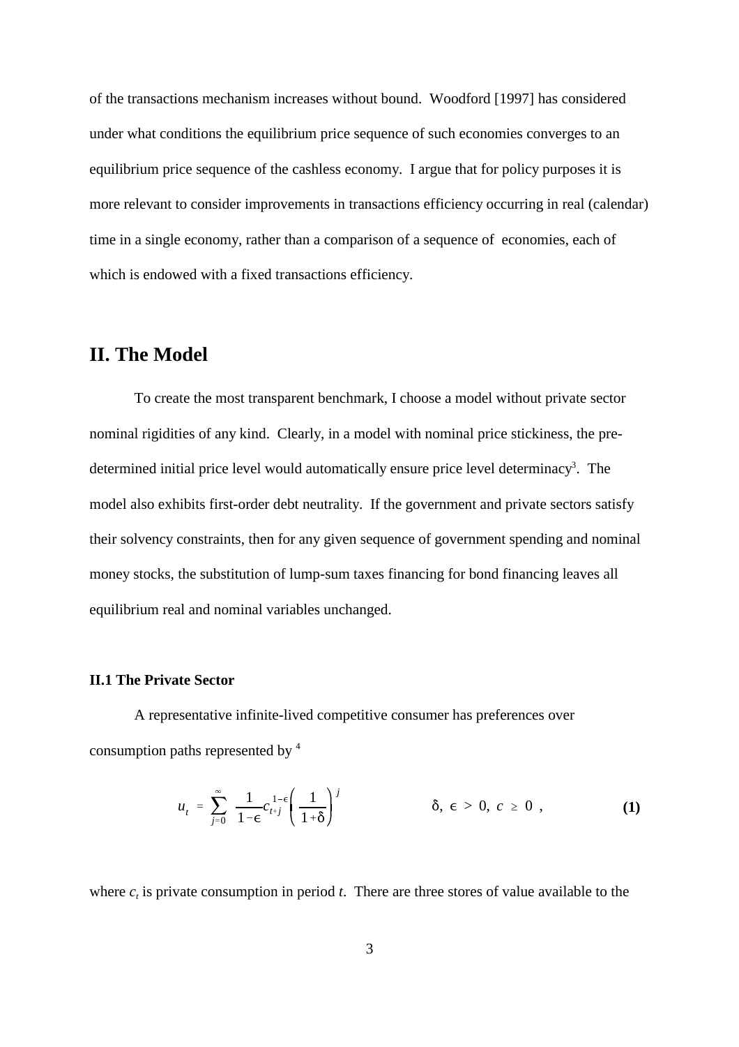of the transactions mechanism increases without bound. Woodford [1997] has considered under what conditions the equilibrium price sequence of such economies converges to an equilibrium price sequence of the cashless economy. I argue that for policy purposes it is more relevant to consider improvements in transactions efficiency occurring in real (calendar) time in a single economy, rather than a comparison of a sequence of economies, each of which is endowed with a fixed transactions efficiency.

## II. The Model

To create the most transparent benchmark, I choose a model without private sector nominal rigidities of any kind. Clearly, in a model with nominal price stickiness, the pre-determined initial price level would automatically ensure price level determinacy[3]. The model also exhibits first-order debt neutrality. If the government and private sectors satisfy their solvency constraints, then for any given sequence of government spending and nominal money stocks, the substitution of lump-sum taxes financing for bond financing leaves all equilibrium real and nominal variables unchanged.

### II.1 The Private Sector

A representative infinite-lived competitive consumer has preferences over consumption paths represented by [4]

$$u_t = \sum_{j=0}^{\infty} \frac{1}{1-\epsilon} c_{t+j}^{1-\epsilon} \left( \frac{1}{1+\delta} \right)^j \qquad \delta,\ \epsilon > 0,\ c \geq 0\ , \tag{1}$$

where $c_t$ is private consumption in period $t$. There are three stores of value available to the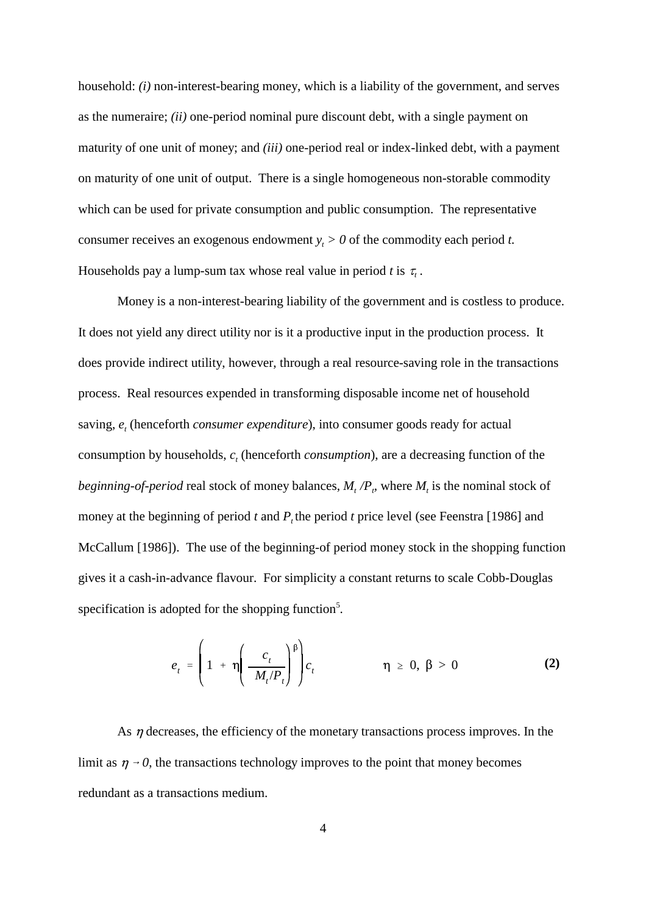household: *(i)* non-interest-bearing money, which is a liability of the government, and serves as the numeraire; *(ii)* one-period nominal pure discount debt, with a single payment on maturity of one unit of money; and *(iii)* one-period real or index-linked debt, with a payment on maturity of one unit of output. There is a single homogeneous non-storable commodity which can be used for private consumption and public consumption. The representative consumer receives an exogenous endowment $y_t > 0$ of the commodity each period $t$. Households pay a lump-sum tax whose real value in period $t$ is $\tau_t$.

Money is a non-interest-bearing liability of the government and is costless to produce. It does not yield any direct utility nor is it a productive input in the production process. It does provide indirect utility, however, through a real resource-saving role in the transactions process. Real resources expended in transforming disposable income net of household saving, $e_t$ (henceforth *consumer expenditure*), into consumer goods ready for actual consumption by households, $c_t$ (henceforth *consumption*), are a decreasing function of the *beginning-of-period* real stock of money balances, $M_t / P_t$, where $M_t$ is the nominal stock of money at the beginning of period $t$ and $P_t$ the period $t$ price level (see Feenstra [1986] and McCallum [1986]). The use of the beginning-of period money stock in the shopping function gives it a cash-in-advance flavour. For simplicity a constant returns to scale Cobb-Douglas specification is adopted for the shopping function[5].

$$e_t = \left( 1 + \eta \left( \frac{c_t}{M_t / P_t} \right)^{\beta} \right) c_t \qquad \eta \geq 0, \ \beta > 0 \tag{2}$$

As $\eta$ decreases, the efficiency of the monetary transactions process improves. In the limit as $\eta \to 0$, the transactions technology improves to the point that money becomes redundant as a transactions medium.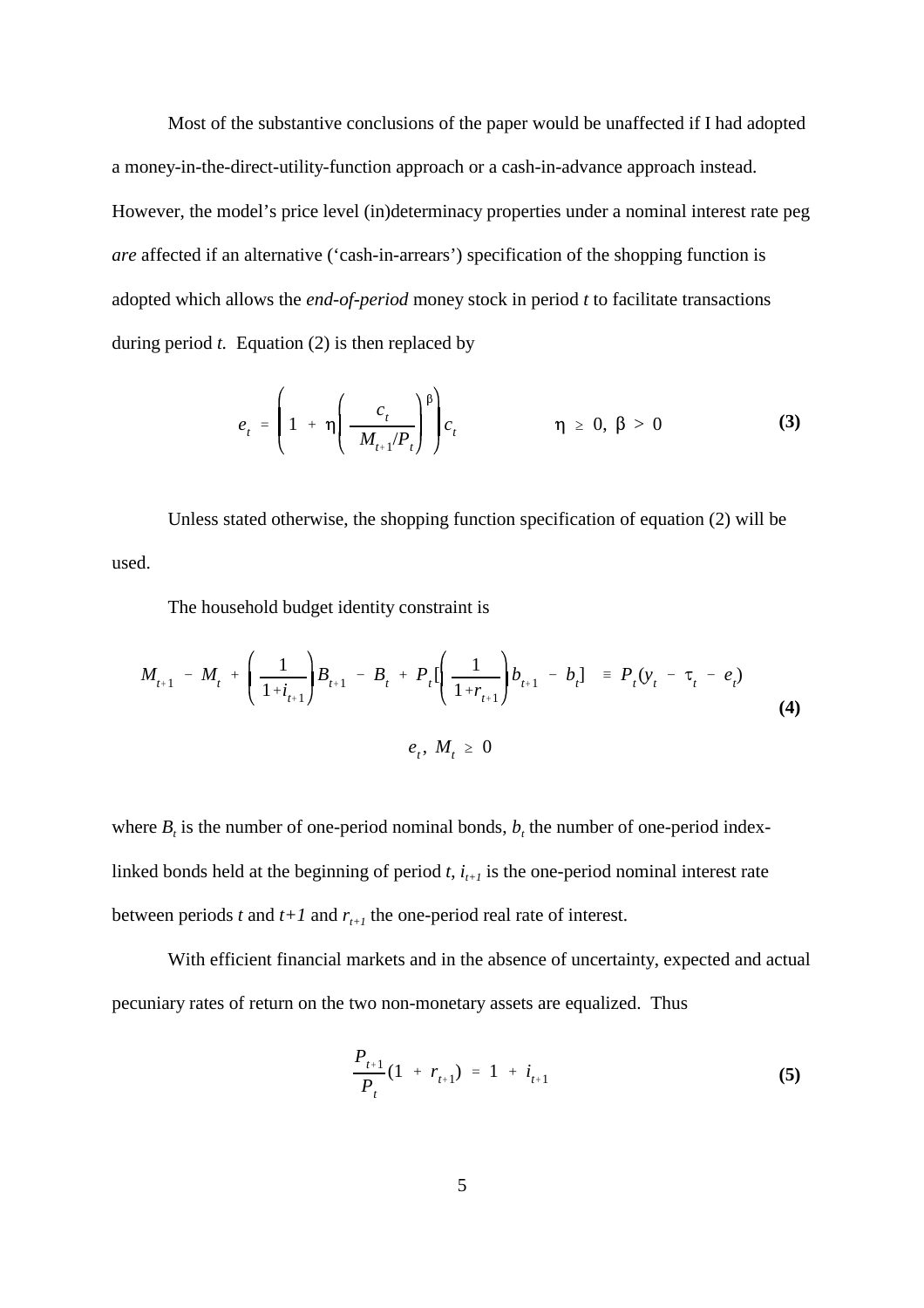Most of the substantive conclusions of the paper would be unaffected if I had adopted a money-in-the-direct-utility-function approach or a cash-in-advance approach instead. However, the model's price level (in)determinacy properties under a nominal interest rate peg *are* affected if an alternative ('cash-in-arrears') specification of the shopping function is adopted which allows the *end-of-period* money stock in period *t* to facilitate transactions during period *t*. Equation (2) is then replaced by

$$e_t = \left( 1 + \eta \left( \frac{c_t}{M_{t+1}/P_t} \right)^{\beta} \right) c_t \qquad \eta \geq 0, \ \beta > 0 \tag{3}$$

Unless stated otherwise, the shopping function specification of equation (2) will be used.

The household budget identity constraint is

$$M_{t+1} - M_t + \left( \frac{1}{1+i_{t+1}} \right) B_{t+1} - B_t + P_t \left[ \left( \frac{1}{1+r_{t+1}} \right) b_{t+1} - b_t \right] \equiv P_t (y_t - \tau_t - e_t) \tag{4}$$

$$e_t, \ M_t \geq 0$$

where $B_t$ is the number of one-period nominal bonds, $b_t$ the number of one-period index-linked bonds held at the beginning of period *t*, $i_{t+1}$ is the one-period nominal interest rate between periods *t* and *t+1* and $r_{t+1}$ the one-period real rate of interest.

With efficient financial markets and in the absence of uncertainty, expected and actual pecuniary rates of return on the two non-monetary assets are equalized. Thus

$$\frac{P_{t+1}}{P_t}(1 + r_{t+1}) = 1 + i_{t+1} \tag{5}$$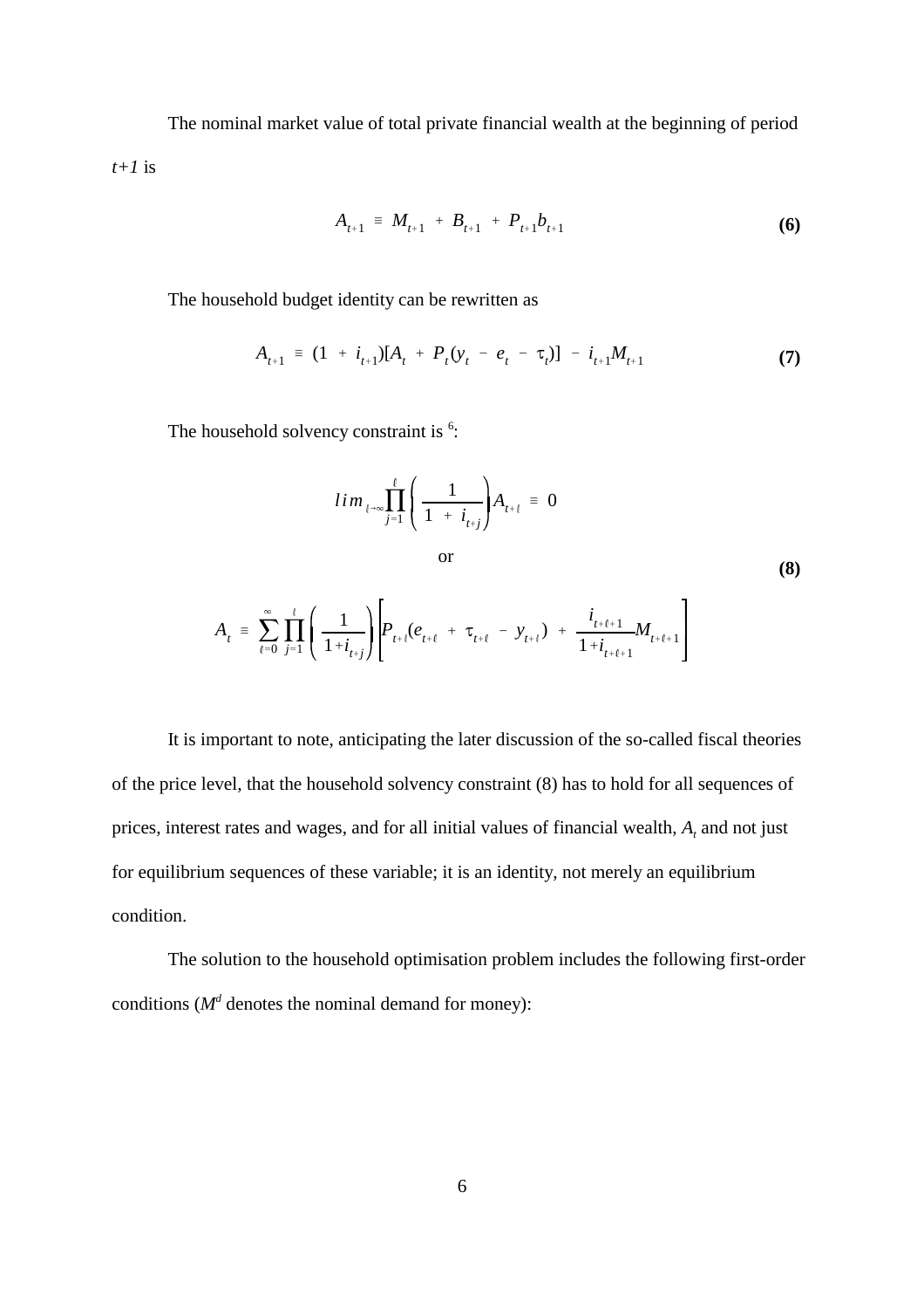The nominal market value of total private financial wealth at the beginning of period *t+1* is

$$A_{t+1} \equiv M_{t+1} + B_{t+1} + P_{t+1}b_{t+1} \tag{6}$$

The household budget identity can be rewritten as

$$A_{t+1} \equiv (1 + i_{t+1})[A_t + P_t(y_t - e_t - \tau_t)] - i_{t+1}M_{t+1} \tag{7}$$

The household solvency constraint is [6]:

$$\lim_{\ell \to \infty} \prod_{j=1}^{\ell} \left( \frac{1}{1 + i_{t+j}} \right) A_{t+\ell} \equiv 0$$

$$\text{or} \tag{8}$$

$$A_t \equiv \sum_{\ell=0}^{\infty} \prod_{j=1}^{\ell} \left( \frac{1}{1+i_{t+j}} \right) \left[ P_{t+\ell}(e_{t+\ell} + \tau_{t+\ell} - y_{t+\ell}) + \frac{i_{t+\ell+1}}{1+i_{t+\ell+1}} M_{t+\ell+1} \right]$$

It is important to note, anticipating the later discussion of the so-called fiscal theories of the price level, that the household solvency constraint (8) has to hold for all sequences of prices, interest rates and wages, and for all initial values of financial wealth, $A_t$ and not just for equilibrium sequences of these variable; it is an identity, not merely an equilibrium condition.

The solution to the household optimisation problem includes the following first-order conditions ($M^d$ denotes the nominal demand for money):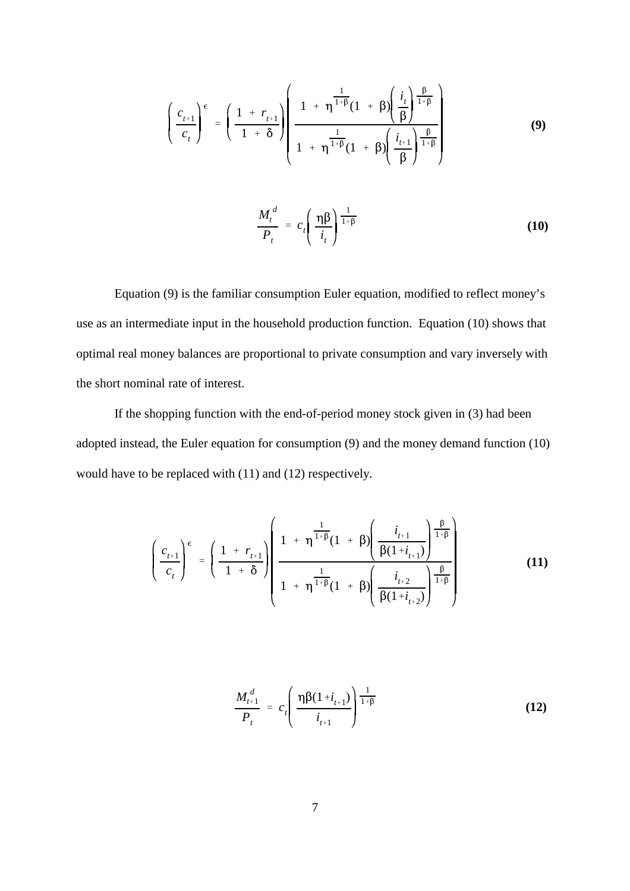$$\left(\frac{c_{t+1}}{c_t}\right)^{\epsilon} = \left(\frac{1 + r_{t+1}}{1 + \delta}\right)\left(\frac{1 + \eta^{\frac{1}{1+\beta}}(1 + \beta)\left(\frac{i_t}{\beta}\right)^{\frac{\beta}{1+\beta}}}{1 + \eta^{\frac{1}{1+\beta}}(1 + \beta)\left(\frac{i_{t+1}}{\beta}\right)^{\frac{\beta}{1+\beta}}}\right) \tag{9}$$

$$\frac{M_t^d}{P_t} = c_t\left(\frac{\eta\beta}{i_t}\right)^{\frac{1}{1+\beta}} \tag{10}$$

Equation (9) is the familiar consumption Euler equation, modified to reflect money's use as an intermediate input in the household production function. Equation (10) shows that optimal real money balances are proportional to private consumption and vary inversely with the short nominal rate of interest.

If the shopping function with the end-of-period money stock given in (3) had been adopted instead, the Euler equation for consumption (9) and the money demand function (10) would have to be replaced with (11) and (12) respectively.

$$\left(\frac{c_{t+1}}{c_t}\right)^{\epsilon} = \left(\frac{1 + r_{t+1}}{1 + \delta}\right)\left(\frac{1 + \eta^{\frac{1}{1+\beta}}(1 + \beta)\left(\frac{i_{t+1}}{\beta(1+i_{t+1})}\right)^{\frac{\beta}{1+\beta}}}{1 + \eta^{\frac{1}{1+\beta}}(1 + \beta)\left(\frac{i_{t+2}}{\beta(1+i_{t+2})}\right)^{\frac{\beta}{1+\beta}}}\right) \tag{11}$$

$$\frac{M_{t+1}^d}{P_t} = c_t\left(\frac{\eta\beta(1+i_{t+1})}{i_{t+1}}\right)^{\frac{1}{1+\beta}} \tag{12}$$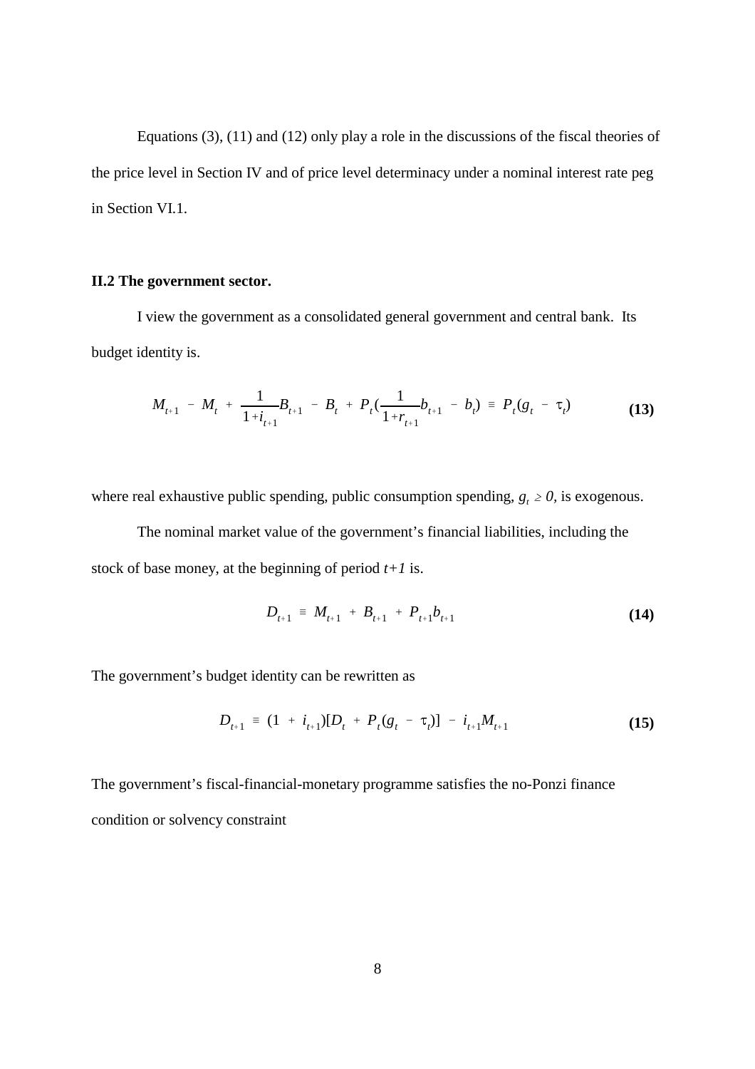Equations (3), (11) and (12) only play a role in the discussions of the fiscal theories of the price level in Section IV and of price level determinacy under a nominal interest rate peg in Section VI.1.

## II.2 The government sector.

I view the government as a consolidated general government and central bank. Its budget identity is.

$$M_{t+1} - M_t + \frac{1}{1+i_{t+1}}B_{t+1} - B_t + P_t\left(\frac{1}{1+r_{t+1}}b_{t+1} - b_t\right) \equiv P_t(g_t - \tau_t) \tag{13}$$

where real exhaustive public spending, public consumption spending, $g_t \geq 0$, is exogenous.

The nominal market value of the government's financial liabilities, including the stock of base money, at the beginning of period $t+1$ is.

$$D_{t+1} \equiv M_{t+1} + B_{t+1} + P_{t+1}b_{t+1} \tag{14}$$

The government's budget identity can be rewritten as

$$D_{t+1} \equiv (1 + i_{t+1})[D_t + P_t(g_t - \tau_t)] - i_{t+1}M_{t+1} \tag{15}$$

The government's fiscal-financial-monetary programme satisfies the no-Ponzi finance condition or solvency constraint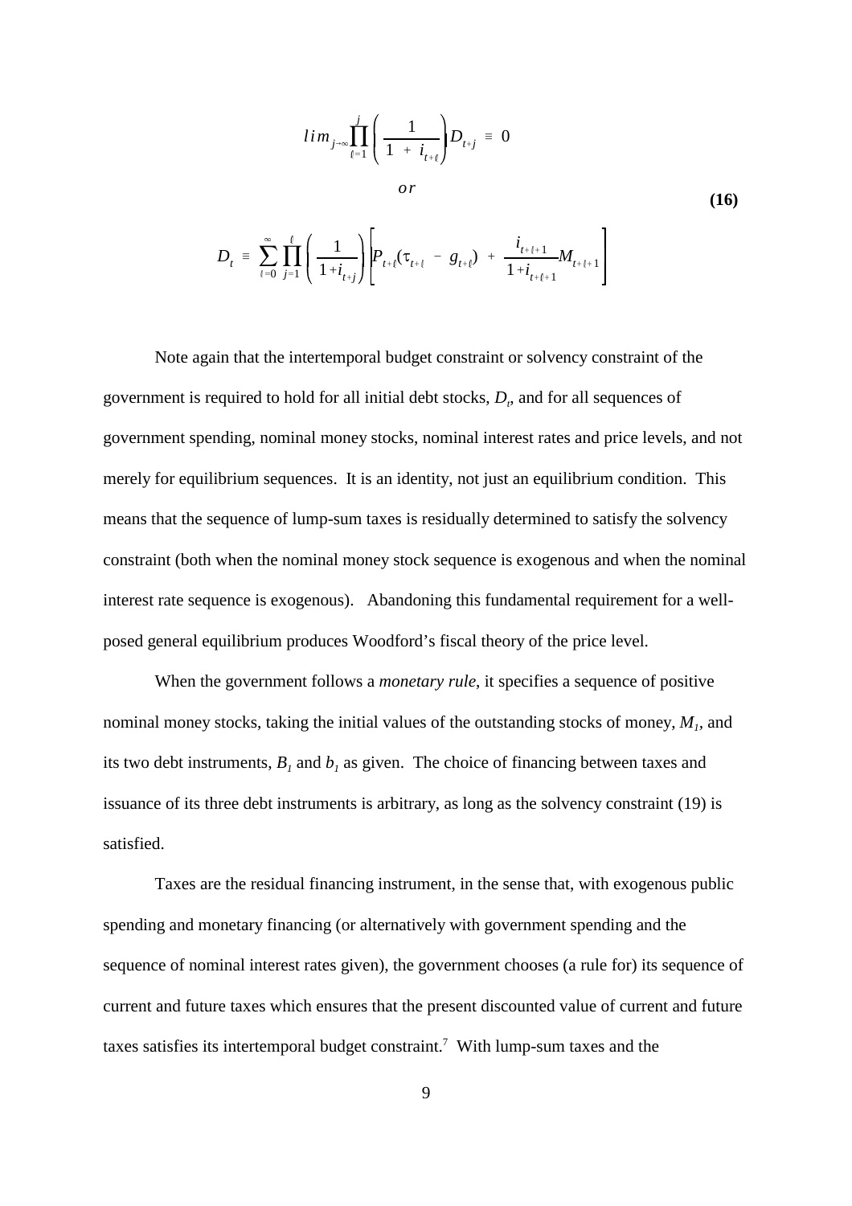$$
\lim_{j\to\infty} \prod_{\ell=1}^{j} \left( \frac{1}{1 + i_{t+\ell}} \right) D_{t+j} \equiv 0
$$

$$
or \tag{16}
$$

$$
D_t \equiv \sum_{\ell=0}^{\infty} \prod_{j=1}^{\ell} \left( \frac{1}{1+i_{t+j}} \right) \left[ P_{t+\ell}(\tau_{t+\ell} - g_{t+\ell}) + \frac{i_{t+\ell+1}}{1+i_{t+\ell+1}} M_{t+\ell+1} \right]
$$

Note again that the intertemporal budget constraint or solvency constraint of the government is required to hold for all initial debt stocks, $D_t$, and for all sequences of government spending, nominal money stocks, nominal interest rates and price levels, and not merely for equilibrium sequences. It is an identity, not just an equilibrium condition. This means that the sequence of lump-sum taxes is residually determined to satisfy the solvency constraint (both when the nominal money stock sequence is exogenous and when the nominal interest rate sequence is exogenous). Abandoning this fundamental requirement for a well-posed general equilibrium produces Woodford's fiscal theory of the price level.

When the government follows a *monetary rule*, it specifies a sequence of positive nominal money stocks, taking the initial values of the outstanding stocks of money, $M_1$, and its two debt instruments, $B_1$ and $b_1$ as given. The choice of financing between taxes and issuance of its three debt instruments is arbitrary, as long as the solvency constraint (19) is satisfied.

Taxes are the residual financing instrument, in the sense that, with exogenous public spending and monetary financing (or alternatively with government spending and the sequence of nominal interest rates given), the government chooses (a rule for) its sequence of current and future taxes which ensures that the present discounted value of current and future taxes satisfies its intertemporal budget constraint.[7] With lump-sum taxes and the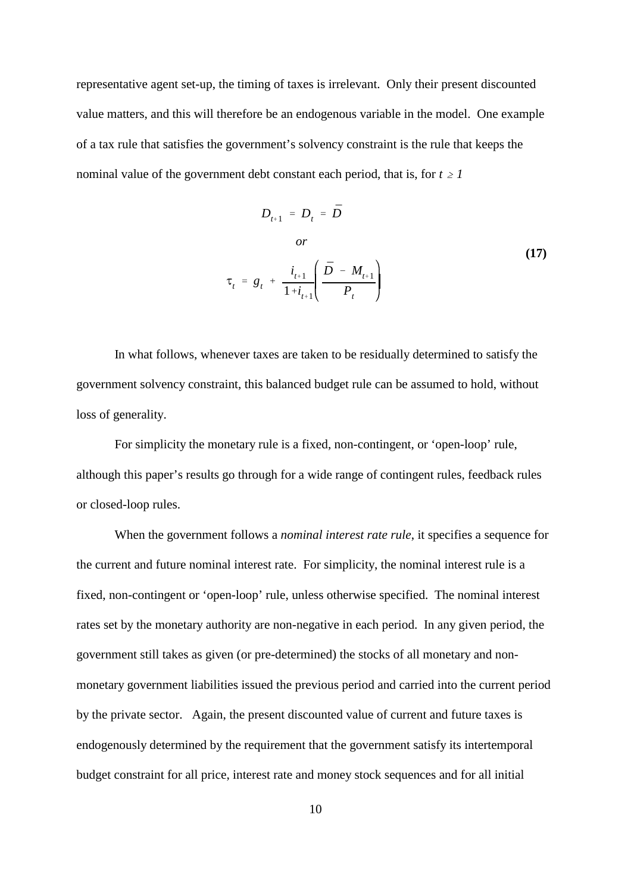representative agent set-up, the timing of taxes is irrelevant. Only their present discounted value matters, and this will therefore be an endogenous variable in the model. One example of a tax rule that satisfies the government's solvency constraint is the rule that keeps the nominal value of the government debt constant each period, that is, for $t \geq 1$

$$
\begin{gathered}
D_{t+1} = D_t = \bar{D} \\
or \\
\tau_t = g_t + \frac{i_{t+1}}{1+i_{t+1}} \left( \frac{\bar{D} - M_{t+1}}{P_t} \right)
\end{gathered}
\tag{17}
$$

In what follows, whenever taxes are taken to be residually determined to satisfy the government solvency constraint, this balanced budget rule can be assumed to hold, without loss of generality.

For simplicity the monetary rule is a fixed, non-contingent, or 'open-loop' rule, although this paper's results go through for a wide range of contingent rules, feedback rules or closed-loop rules.

When the government follows a *nominal interest rate rule*, it specifies a sequence for the current and future nominal interest rate. For simplicity, the nominal interest rule is a fixed, non-contingent or 'open-loop' rule, unless otherwise specified. The nominal interest rates set by the monetary authority are non-negative in each period. In any given period, the government still takes as given (or pre-determined) the stocks of all monetary and non-monetary government liabilities issued the previous period and carried into the current period by the private sector. Again, the present discounted value of current and future taxes is endogenously determined by the requirement that the government satisfy its intertemporal budget constraint for all price, interest rate and money stock sequences and for all initial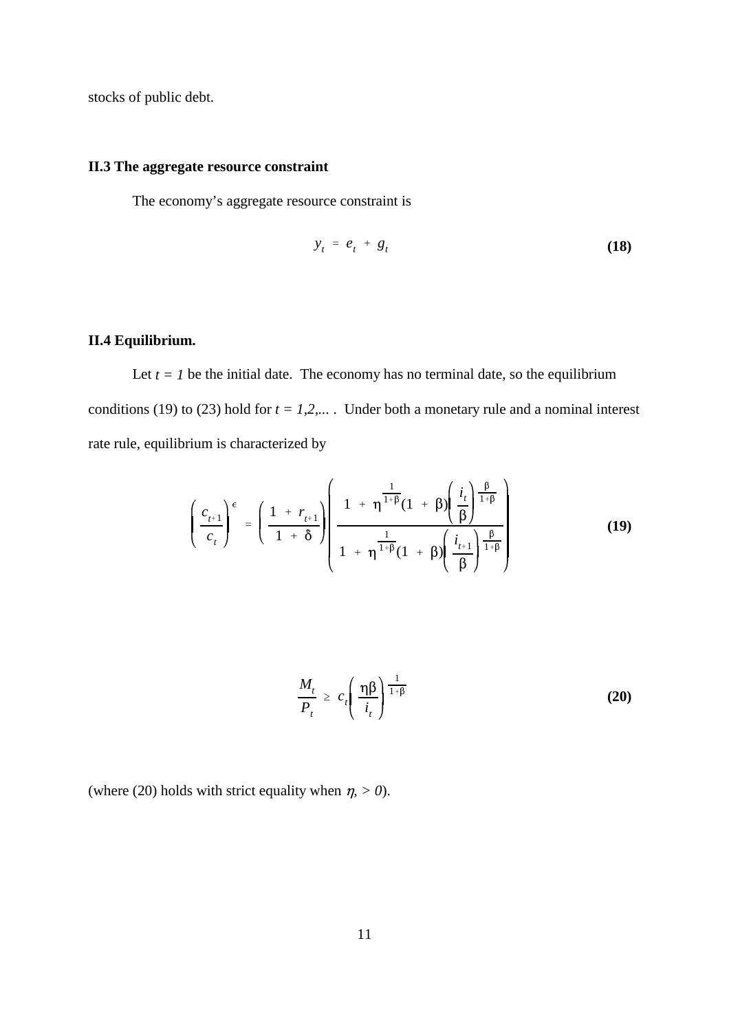stocks of public debt.

### II.3 The aggregate resource constraint

The economy's aggregate resource constraint is

$$y_t = e_t + g_t \tag{18}$$

### II.4 Equilibrium.

Let $t = 1$ be the initial date. The economy has no terminal date, so the equilibrium conditions (19) to (23) hold for $t = 1,2,...$ . Under both a monetary rule and a nominal interest rate rule, equilibrium is characterized by

$$\left( \frac{c_{t+1}}{c_t} \right)^{\epsilon} = \left( \frac{1 + r_{t+1}}{1 + \delta} \right) \left( \frac{1 + \eta^{\frac{1}{1+\beta}}(1 + \beta)\left( \frac{i_t}{\beta} \right)^{\frac{\beta}{1+\beta}}}{1 + \eta^{\frac{1}{1+\beta}}(1 + \beta)\left( \frac{i_{t+1}}{\beta} \right)^{\frac{\beta}{1+\beta}}} \right) \tag{19}$$

$$\frac{M_t}{P_t} \geq c_t \left( \frac{\eta\beta}{i_t} \right)^{\frac{1}{1+\beta}} \tag{20}$$

(where (20) holds with strict equality when $\eta, > 0$).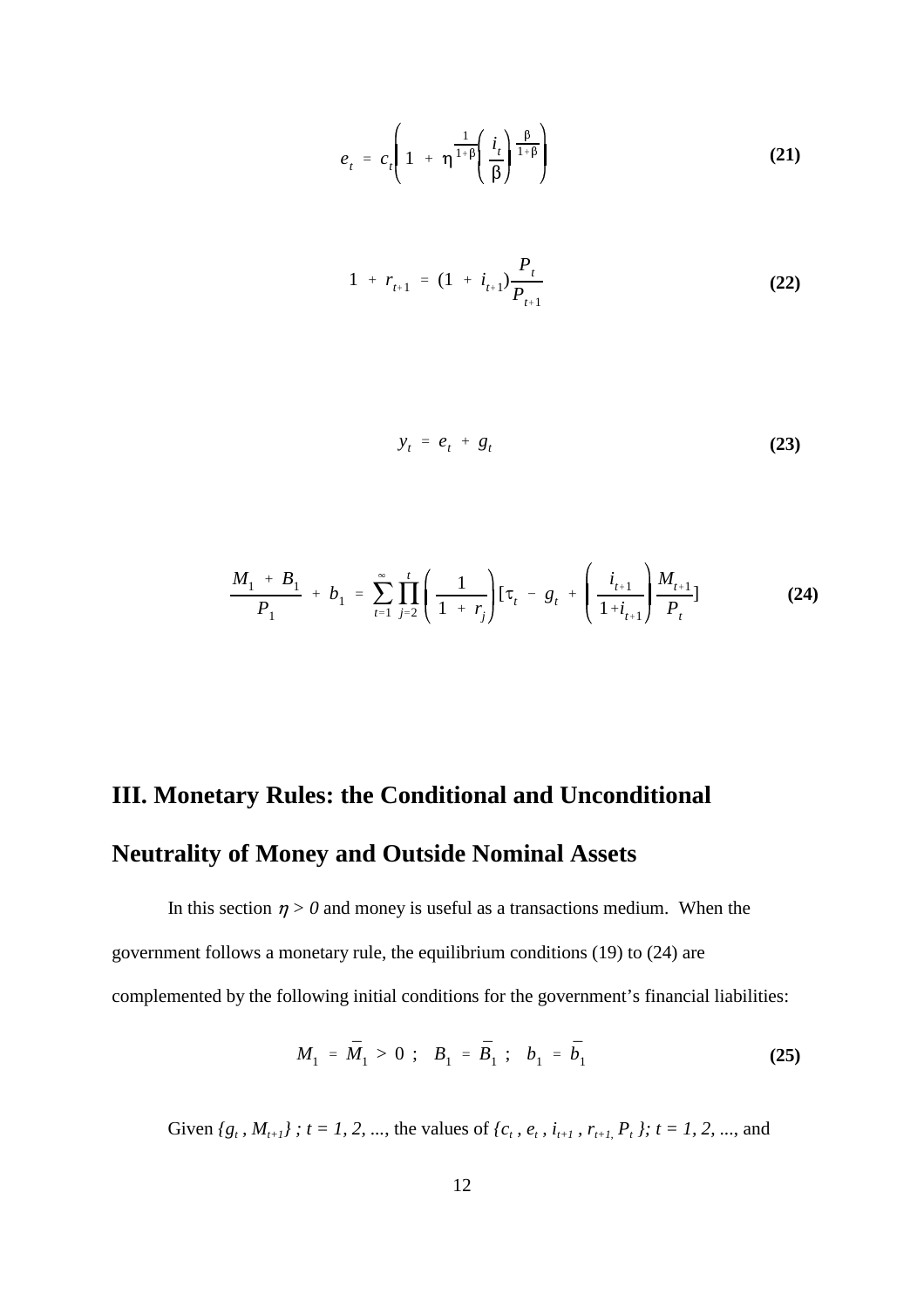$$e_t = c_t \left( 1 + \eta^{\frac{1}{1+\beta}} \left( \frac{i_t}{\beta} \right)^{\frac{\beta}{1+\beta}} \right) \tag{21}$$

$$1 + r_{t+1} = (1 + i_{t+1}) \frac{P_t}{P_{t+1}} \tag{22}$$

$$y_t = e_t + g_t \tag{23}$$

$$\frac{M_1 + B_1}{P_1} + b_1 = \sum_{t=1}^{\infty} \prod_{j=2}^{t} \left( \frac{1}{1 + r_j} \right) [\tau_t - g_t + \left( \frac{i_{t+1}}{1+i_{t+1}} \right) \frac{M_{t+1}}{P_t}] \tag{24}$$

## III. Monetary Rules: the Conditional and Unconditional Neutrality of Money and Outside Nominal Assets

In this section $\eta > 0$ and money is useful as a transactions medium. When the government follows a monetary rule, the equilibrium conditions (19) to (24) are complemented by the following initial conditions for the government's financial liabilities:

$$M_1 = \bar{M}_1 > 0 \; ; \quad B_1 = \bar{B}_1 \; ; \quad b_1 = \bar{b}_1 \tag{25}$$

Given $\{g_t , M_{t+1}\} \; ; t = 1, 2, ...$, the values of $\{c_t , e_t , i_{t+1} , r_{t+1,} P_t \}; t = 1, 2, ...$, and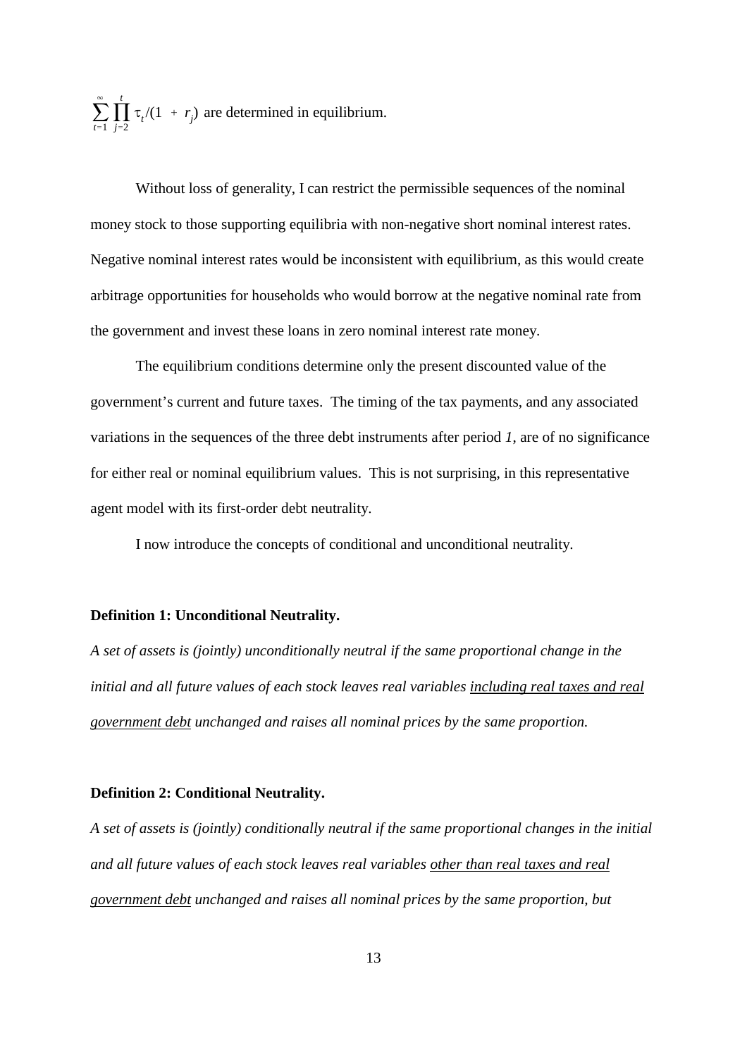$\sum_{t=1}^{\infty} \prod_{j=2}^{t} \tau_t/(1 + r_j)$ are determined in equilibrium.

Without loss of generality, I can restrict the permissible sequences of the nominal money stock to those supporting equilibria with non-negative short nominal interest rates. Negative nominal interest rates would be inconsistent with equilibrium, as this would create arbitrage opportunities for households who would borrow at the negative nominal rate from the government and invest these loans in zero nominal interest rate money.

The equilibrium conditions determine only the present discounted value of the government's current and future taxes. The timing of the tax payments, and any associated variations in the sequences of the three debt instruments after period *1*, are of no significance for either real or nominal equilibrium values. This is not surprising, in this representative agent model with its first-order debt neutrality.

I now introduce the concepts of conditional and unconditional neutrality.

**Definition 1: Unconditional Neutrality.**

*A set of assets is (jointly) unconditionally neutral if the same proportional change in the initial and all future values of each stock leaves real variables <u>including real taxes and real government debt</u> unchanged and raises all nominal prices by the same proportion.*

**Definition 2: Conditional Neutrality.**

*A set of assets is (jointly) conditionally neutral if the same proportional changes in the initial and all future values of each stock leaves real variables <u>other than real taxes and real government debt</u> unchanged and raises all nominal prices by the same proportion, but*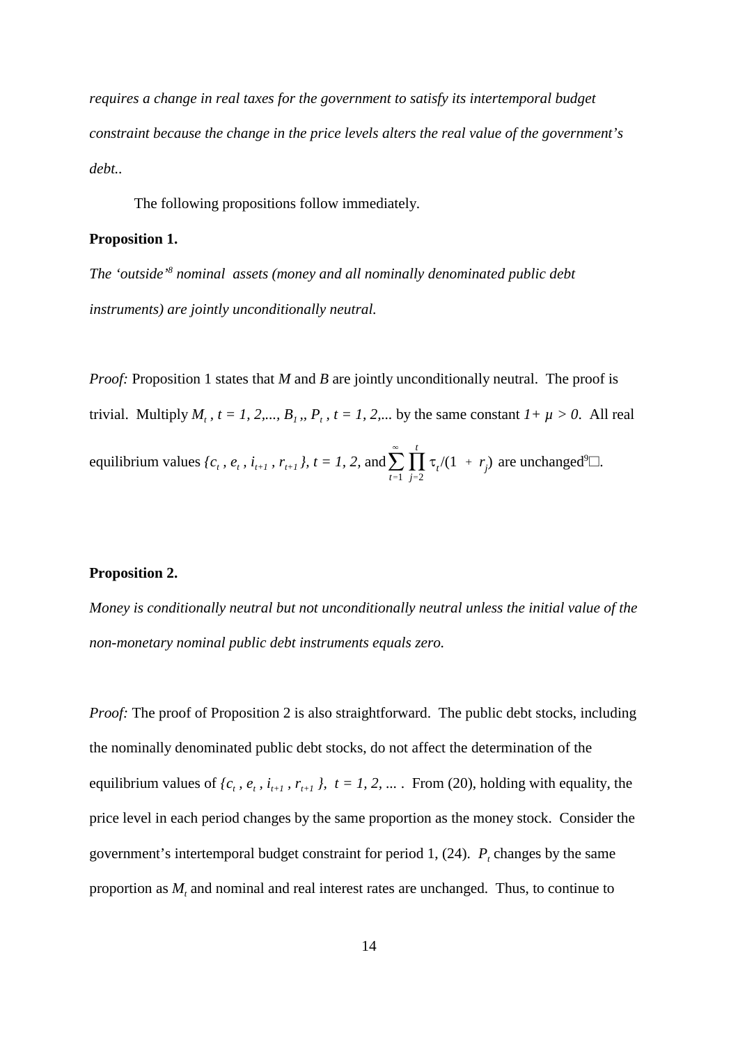*requires a change in real taxes for the government to satisfy its intertemporal budget constraint because the change in the price levels alters the real value of the government's debt..*

The following propositions follow immediately.

**Proposition 1.**

*The 'outside'*[8] *nominal assets (money and all nominally denominated public debt instruments) are jointly unconditionally neutral.*

*Proof:* Proposition 1 states that $M$ and $B$ are jointly unconditionally neutral. The proof is trivial. Multiply $M_t$ , $t = 1, 2, ...,$ $B_1$ ,, $P_t$ , $t = 1, 2, ...$ by the same constant $1+ \mu > 0$. All real equilibrium values $\{c_t , e_t , i_{t+1} , r_{t+1}\}$, $t = 1, 2,$ and $\sum_{t=1}^{\infty} \prod_{j=2}^{t} \tau_t/(1 + r_j)$ are unchanged[9]□.

**Proposition 2.**

*Money is conditionally neutral but not unconditionally neutral unless the initial value of the non-monetary nominal public debt instruments equals zero.*

*Proof:* The proof of Proposition 2 is also straightforward. The public debt stocks, including the nominally denominated public debt stocks, do not affect the determination of the equilibrium values of $\{c_t , e_t , i_{t+1} , r_{t+1}\}$, $t = 1, 2, ...$ . From (20), holding with equality, the price level in each period changes by the same proportion as the money stock. Consider the government's intertemporal budget constraint for period 1, (24). $P_t$ changes by the same proportion as $M_t$ and nominal and real interest rates are unchanged. Thus, to continue to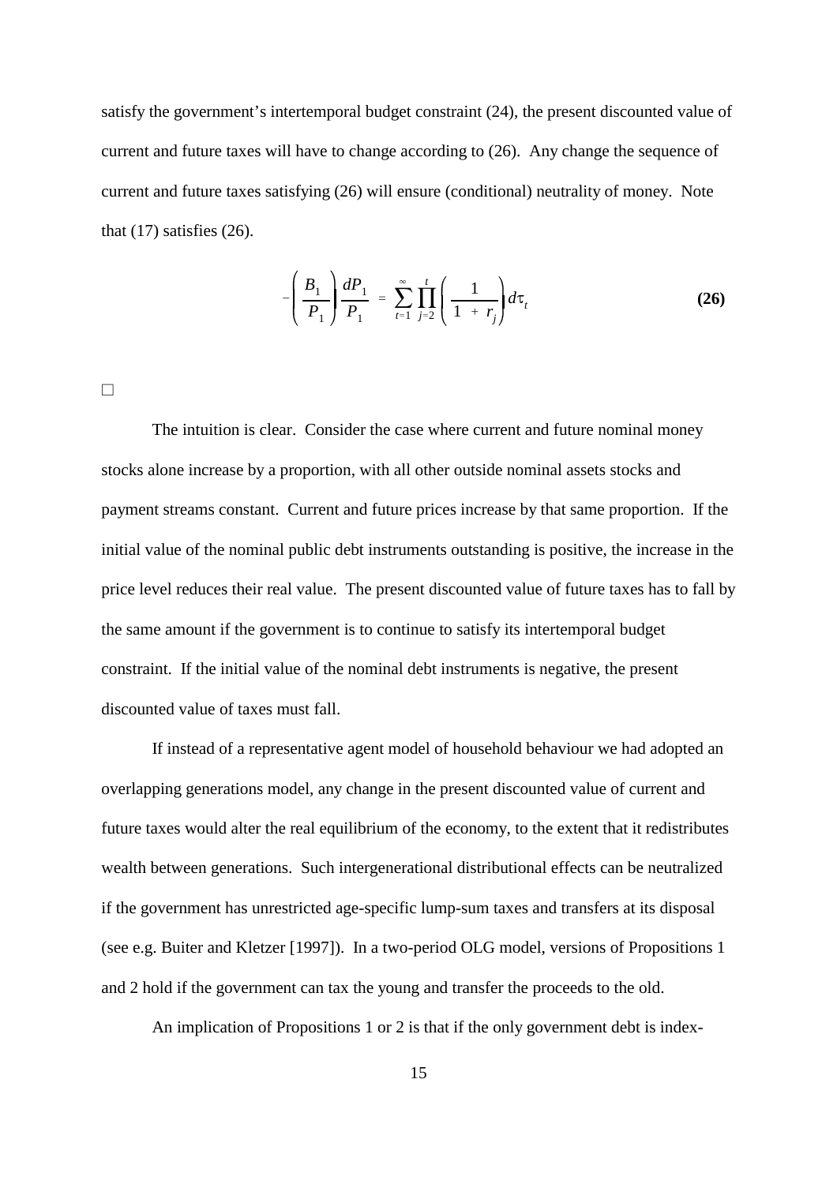satisfy the government's intertemporal budget constraint (24), the present discounted value of current and future taxes will have to change according to (26). Any change the sequence of current and future taxes satisfying (26) will ensure (conditional) neutrality of money. Note that (17) satisfies (26).

$$-\left(\frac{B_1}{P_1}\right)\frac{dP_1}{P_1} = \sum_{t=1}^{\infty}\prod_{j=2}^{t}\left(\frac{1}{1 + r_j}\right)d\tau_t \tag{26}$$

□

The intuition is clear. Consider the case where current and future nominal money stocks alone increase by a proportion, with all other outside nominal assets stocks and payment streams constant. Current and future prices increase by that same proportion. If the initial value of the nominal public debt instruments outstanding is positive, the increase in the price level reduces their real value. The present discounted value of future taxes has to fall by the same amount if the government is to continue to satisfy its intertemporal budget constraint. If the initial value of the nominal debt instruments is negative, the present discounted value of taxes must fall.

If instead of a representative agent model of household behaviour we had adopted an overlapping generations model, any change in the present discounted value of current and future taxes would alter the real equilibrium of the economy, to the extent that it redistributes wealth between generations. Such intergenerational distributional effects can be neutralized if the government has unrestricted age-specific lump-sum taxes and transfers at its disposal (see e.g. Buiter and Kletzer [1997]). In a two-period OLG model, versions of Propositions 1 and 2 hold if the government can tax the young and transfer the proceeds to the old.

An implication of Propositions 1 or 2 is that if the only government debt is index-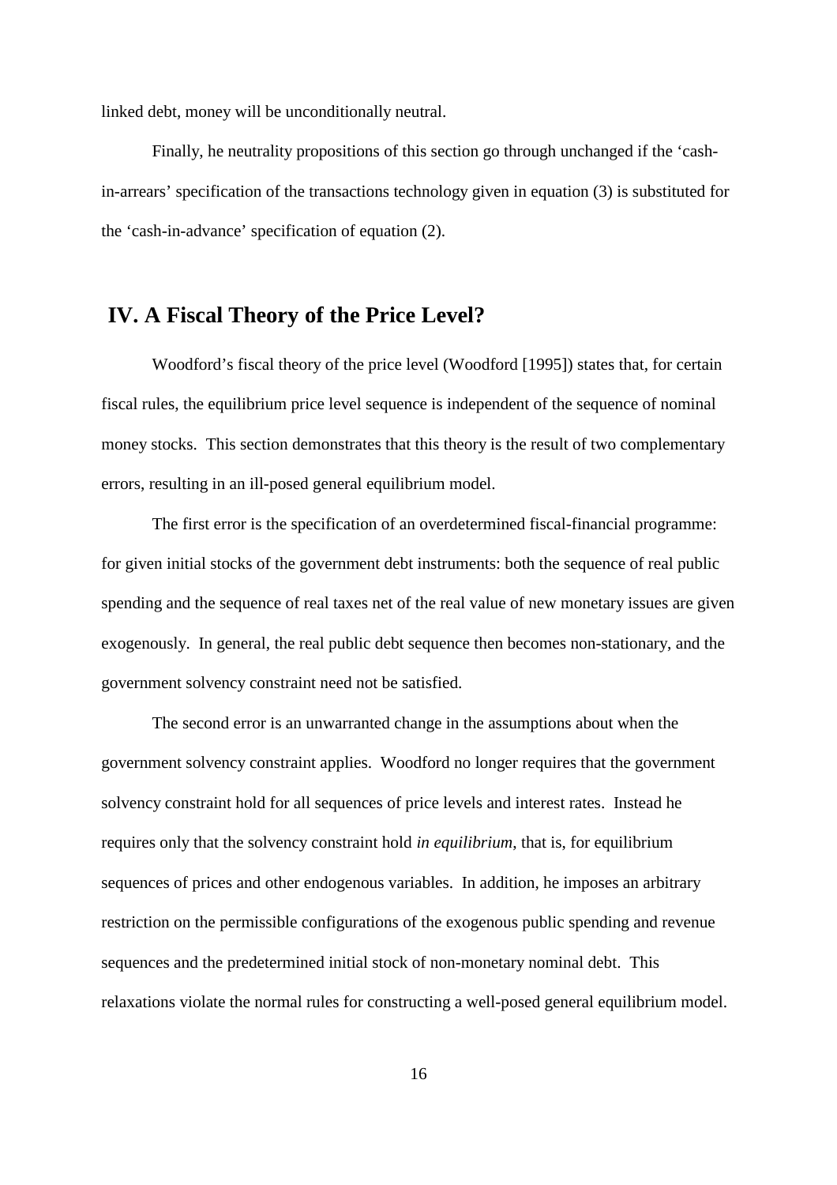linked debt, money will be unconditionally neutral.

Finally, he neutrality propositions of this section go through unchanged if the 'cash-in-arrears' specification of the transactions technology given in equation (3) is substituted for the 'cash-in-advance' specification of equation (2).

## IV. A Fiscal Theory of the Price Level?

Woodford's fiscal theory of the price level (Woodford [1995]) states that, for certain fiscal rules, the equilibrium price level sequence is independent of the sequence of nominal money stocks. This section demonstrates that this theory is the result of two complementary errors, resulting in an ill-posed general equilibrium model.

The first error is the specification of an overdetermined fiscal-financial programme: for given initial stocks of the government debt instruments: both the sequence of real public spending and the sequence of real taxes net of the real value of new monetary issues are given exogenously. In general, the real public debt sequence then becomes non-stationary, and the government solvency constraint need not be satisfied.

The second error is an unwarranted change in the assumptions about when the government solvency constraint applies. Woodford no longer requires that the government solvency constraint hold for all sequences of price levels and interest rates. Instead he requires only that the solvency constraint hold *in equilibrium*, that is, for equilibrium sequences of prices and other endogenous variables. In addition, he imposes an arbitrary restriction on the permissible configurations of the exogenous public spending and revenue sequences and the predetermined initial stock of non-monetary nominal debt. This relaxations violate the normal rules for constructing a well-posed general equilibrium model.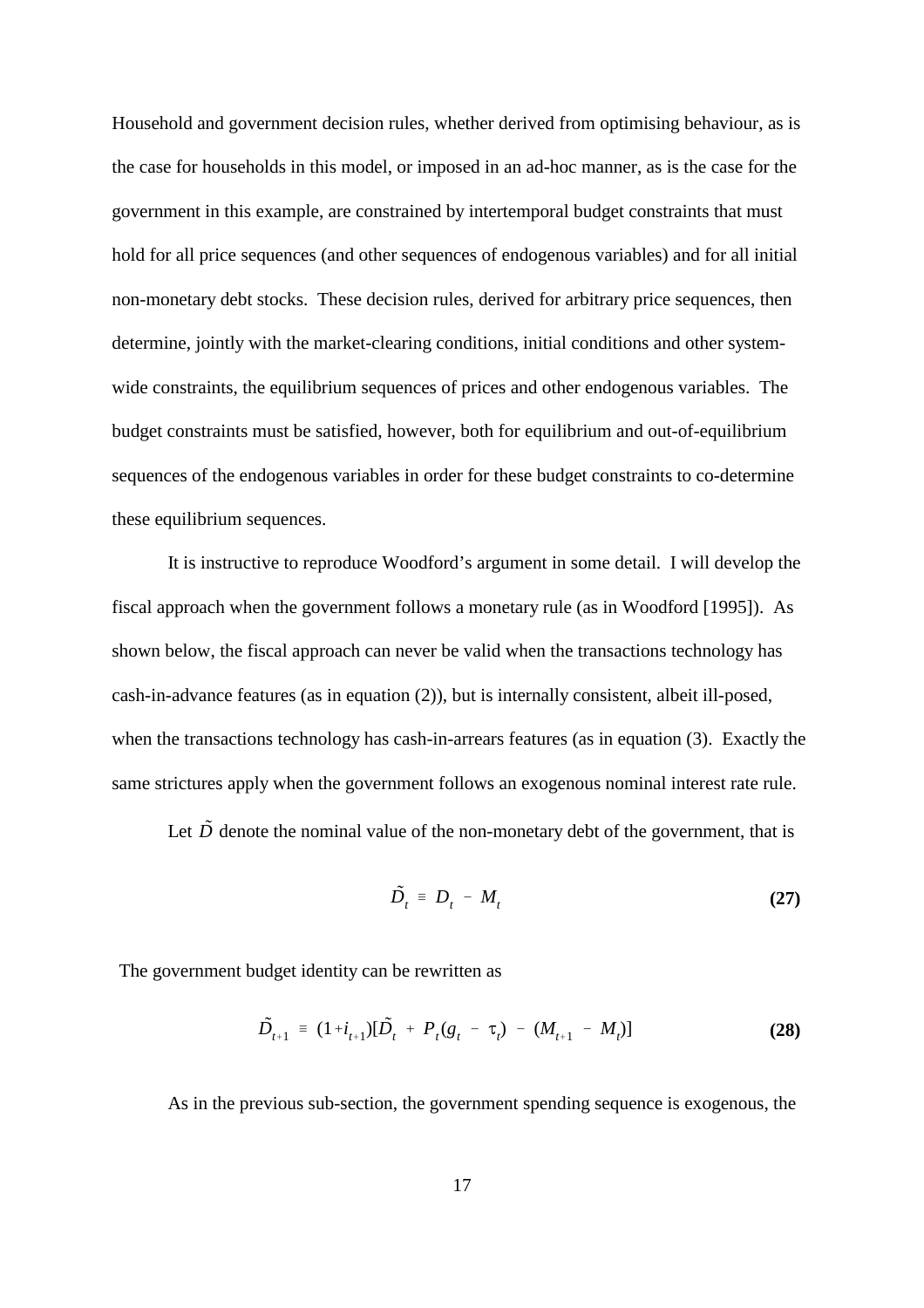Household and government decision rules, whether derived from optimising behaviour, as is the case for households in this model, or imposed in an ad-hoc manner, as is the case for the government in this example, are constrained by intertemporal budget constraints that must hold for all price sequences (and other sequences of endogenous variables) and for all initial non-monetary debt stocks. These decision rules, derived for arbitrary price sequences, then determine, jointly with the market-clearing conditions, initial conditions and other system-wide constraints, the equilibrium sequences of prices and other endogenous variables. The budget constraints must be satisfied, however, both for equilibrium and out-of-equilibrium sequences of the endogenous variables in order for these budget constraints to co-determine these equilibrium sequences.

It is instructive to reproduce Woodford's argument in some detail. I will develop the fiscal approach when the government follows a monetary rule (as in Woodford [1995]). As shown below, the fiscal approach can never be valid when the transactions technology has cash-in-advance features (as in equation (2)), but is internally consistent, albeit ill-posed, when the transactions technology has cash-in-arrears features (as in equation (3). Exactly the same strictures apply when the government follows an exogenous nominal interest rate rule.

Let $\tilde{D}$ denote the nominal value of the non-monetary debt of the government, that is

$$\tilde{D}_t \equiv D_t - M_t \tag{27}$$

The government budget identity can be rewritten as

$$\tilde{D}_{t+1} \equiv (1+i_{t+1})[\tilde{D}_t + P_t(g_t - \tau_t) - (M_{t+1} - M_t)] \tag{28}$$

As in the previous sub-section, the government spending sequence is exogenous, the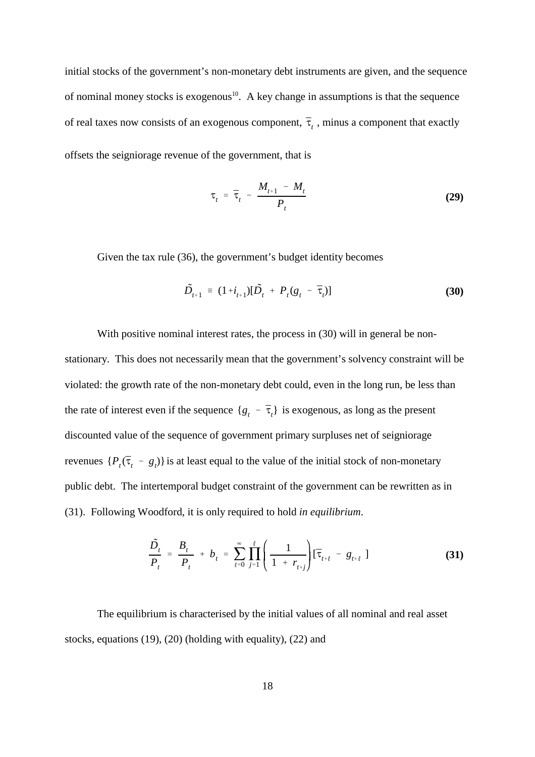initial stocks of the government's non-monetary debt instruments are given, and the sequence of nominal money stocks is exogenous[10]. A key change in assumptions is that the sequence of real taxes now consists of an exogenous component, $\bar{\tau}_t$ , minus a component that exactly offsets the seigniorage revenue of the government, that is

$$\tau_t = \bar{\tau}_t - \frac{M_{t+1} - M_t}{P_t} \tag{29}$$

Given the tax rule (36), the government's budget identity becomes

$$\tilde{D}_{t+1} \equiv (1+i_{t+1})[\tilde{D}_t + P_t(g_t - \bar{\tau}_t)] \tag{30}$$

With positive nominal interest rates, the process in (30) will in general be non-stationary. This does not necessarily mean that the government's solvency constraint will be violated: the growth rate of the non-monetary debt could, even in the long run, be less than the rate of interest even if the sequence $\{g_t - \bar{\tau}_t\}$ is exogenous, as long as the present discounted value of the sequence of government primary surpluses net of seigniorage revenues $\{P_t(\bar{\tau}_t - g_t)\}$ is at least equal to the value of the initial stock of non-monetary public debt. The intertemporal budget constraint of the government can be rewritten as in (31). Following Woodford, it is only required to hold *in equilibrium*.

$$\frac{\tilde{D}_t}{P_t} = \frac{B_t}{P_t} + b_t = \sum_{\ell=0}^{\infty} \prod_{j=1}^{\ell} \left( \frac{1}{1 + r_{t+j}} \right) [\bar{\tau}_{t+\ell} - g_{t+\ell} ] \tag{31}$$

The equilibrium is characterised by the initial values of all nominal and real asset stocks, equations (19), (20) (holding with equality), (22) and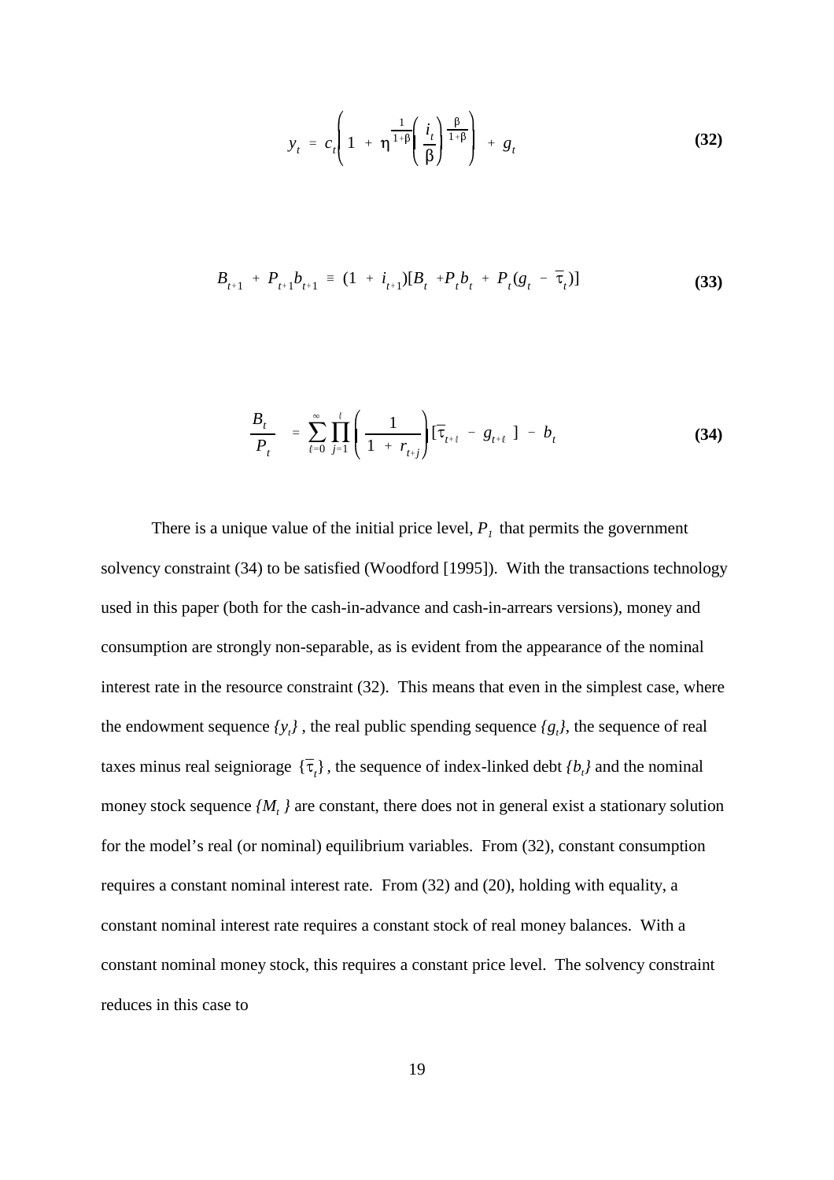$$y_t = c_t\left(1 + \eta^{\frac{1}{1+\beta}}\left(\frac{i_t}{\beta}\right)^{\frac{\beta}{1+\beta}}\right) + g_t \tag{32}$$

$$B_{t+1} + P_{t+1}b_{t+1} \equiv (1 + i_{t+1})[B_t + P_t b_t + P_t(g_t - \overline{\tau}_t)] \tag{33}$$

$$\frac{B_t}{P_t} = \sum_{\ell=0}^{\infty}\prod_{j=1}^{\ell}\left(\frac{1}{1 + r_{t+j}}\right)[\overline{\tau}_{t+\ell} - g_{t+\ell}] - b_t \tag{34}$$

There is a unique value of the initial price level, $P_1$ that permits the government solvency constraint (34) to be satisfied (Woodford [1995]). With the transactions technology used in this paper (both for the cash-in-advance and cash-in-arrears versions), money and consumption are strongly non-separable, as is evident from the appearance of the nominal interest rate in the resource constraint (32). This means that even in the simplest case, where the endowment sequence $\{y_t\}$, the real public spending sequence $\{g_t\}$, the sequence of real taxes minus real seigniorage $\{\overline{\tau}_t\}$, the sequence of index-linked debt $\{b_t\}$ and the nominal money stock sequence $\{M_t\}$ are constant, there does not in general exist a stationary solution for the model's real (or nominal) equilibrium variables. From (32), constant consumption requires a constant nominal interest rate. From (32) and (20), holding with equality, a constant nominal interest rate requires a constant stock of real money balances. With a constant nominal money stock, this requires a constant price level. The solvency constraint reduces in this case to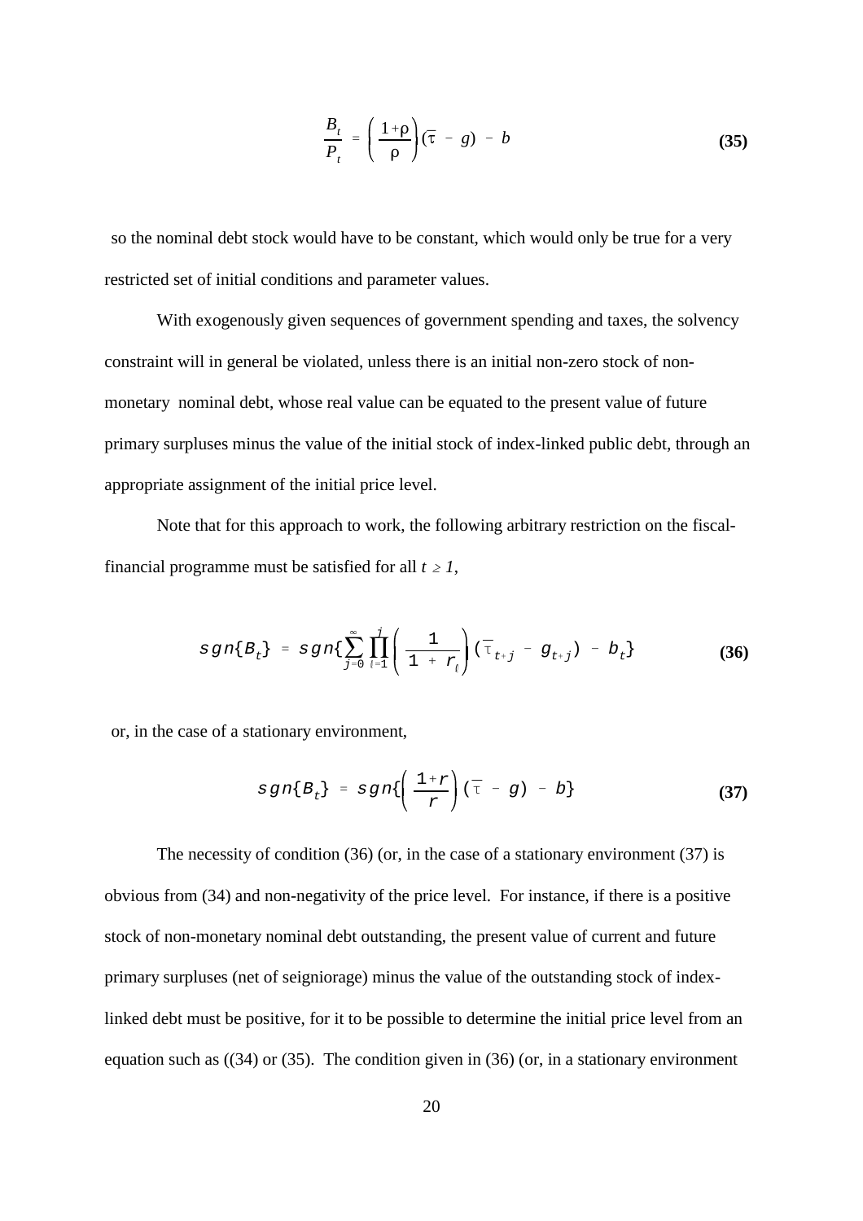$$\frac{B_t}{P_t} = \left(\frac{1+\rho}{\rho}\right)(\bar{\tau} - g) - b \tag{35}$$

so the nominal debt stock would have to be constant, which would only be true for a very restricted set of initial conditions and parameter values.

With exogenously given sequences of government spending and taxes, the solvency constraint will in general be violated, unless there is an initial non-zero stock of non-monetary nominal debt, whose real value can be equated to the present value of future primary surpluses minus the value of the initial stock of index-linked public debt, through an appropriate assignment of the initial price level.

Note that for this approach to work, the following arbitrary restriction on the fiscal-financial programme must be satisfied for all $t \geq 1$,

$$sgn\{B_t\} = sgn\{\sum_{j=0}^{\infty} \prod_{\ell=1}^{j} \left(\frac{1}{1 + r_\ell}\right)(\bar{\tau}_{t+j} - g_{t+j}) - b_t\} \tag{36}$$

or, in the case of a stationary environment,

$$sgn\{B_t\} = sgn\{\left(\frac{1+r}{r}\right)(\bar{\tau} - g) - b\} \tag{37}$$

The necessity of condition (36) (or, in the case of a stationary environment (37) is obvious from (34) and non-negativity of the price level. For instance, if there is a positive stock of non-monetary nominal debt outstanding, the present value of current and future primary surpluses (net of seigniorage) minus the value of the outstanding stock of index-linked debt must be positive, for it to be possible to determine the initial price level from an equation such as ((34) or (35). The condition given in (36) (or, in a stationary environment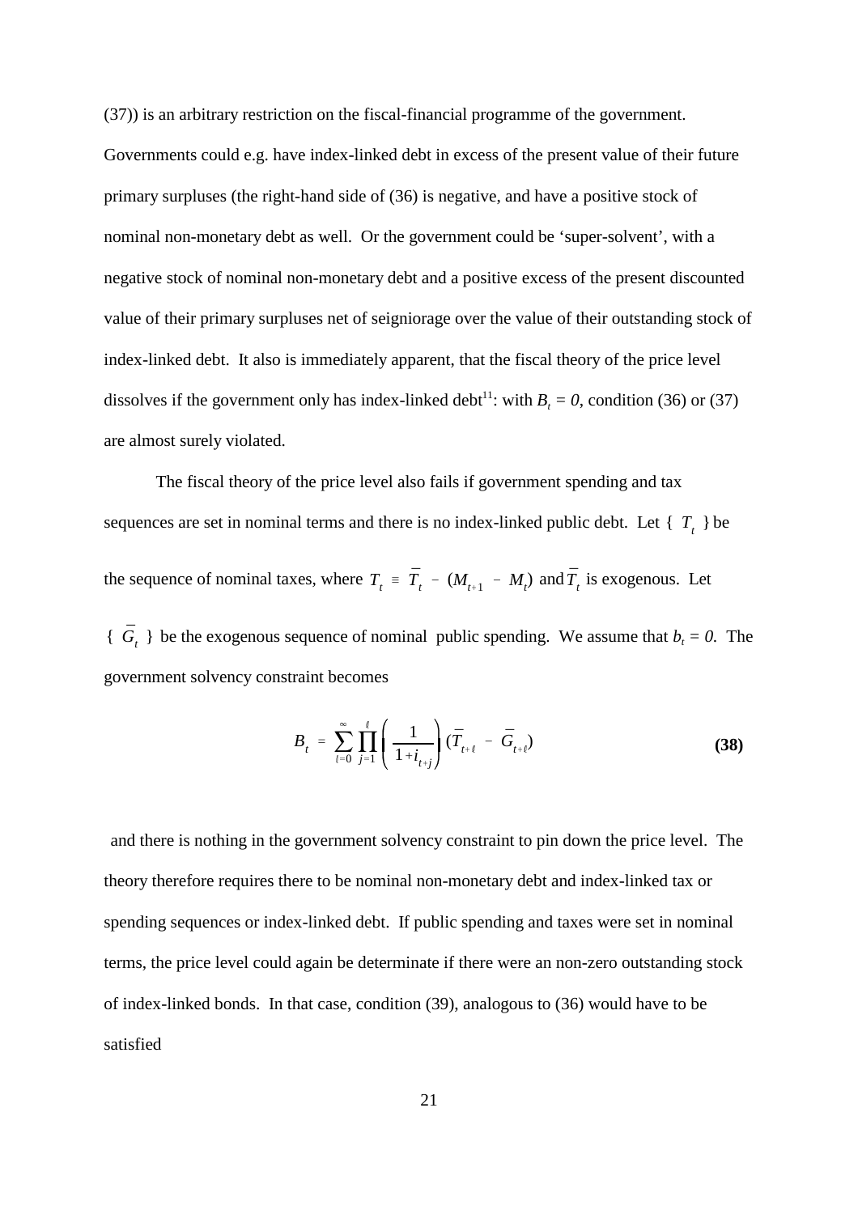(37)) is an arbitrary restriction on the fiscal-financial programme of the government. Governments could e.g. have index-linked debt in excess of the present value of their future primary surpluses (the right-hand side of (36) is negative, and have a positive stock of nominal non-monetary debt as well. Or the government could be 'super-solvent', with a negative stock of nominal non-monetary debt and a positive excess of the present discounted value of their primary surpluses net of seigniorage over the value of their outstanding stock of index-linked debt. It also is immediately apparent, that the fiscal theory of the price level dissolves if the government only has index-linked debt[11]: with $B_t = 0$, condition (36) or (37) are almost surely violated.

The fiscal theory of the price level also fails if government spending and tax sequences are set in nominal terms and there is no index-linked public debt. Let $\{ T_t \}$ be the sequence of nominal taxes, where $T_t \equiv \bar{T}_t - (M_{t+1} - M_t)$ and $\bar{T}_t$ is exogenous. Let $\{ \bar{G}_t \}$ be the exogenous sequence of nominal public spending. We assume that $b_t = 0$. The government solvency constraint becomes

$$B_t = \sum_{\ell=0}^{\infty} \prod_{j=1}^{\ell} \left( \frac{1}{1+i_{t+j}} \right) (\bar{T}_{t+\ell} - \bar{G}_{t+\ell}) \qquad \textbf{(38)}$$

and there is nothing in the government solvency constraint to pin down the price level. The theory therefore requires there to be nominal non-monetary debt and index-linked tax or spending sequences or index-linked debt. If public spending and taxes were set in nominal terms, the price level could again be determinate if there were an non-zero outstanding stock of index-linked bonds. In that case, condition (39), analogous to (36) would have to be satisfied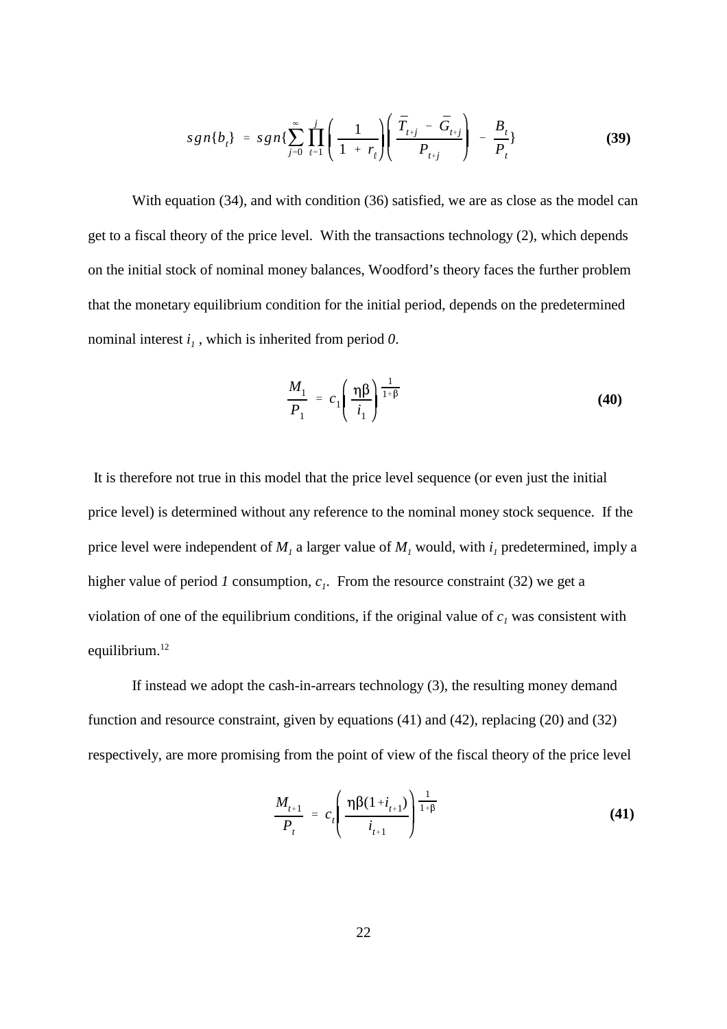$$sgn\{b_t\} = sgn\{\sum_{j=0}^{\infty} \prod_{\ell=1}^{j} \left( \frac{1}{1 + r_\ell} \right) \left( \frac{\bar{T}_{t+j} - \bar{G}_{t+j}}{P_{t+j}} \right) - \frac{B_t}{P_t}\} \tag{39}$$

With equation (34), and with condition (36) satisfied, we are as close as the model can get to a fiscal theory of the price level. With the transactions technology (2), which depends on the initial stock of nominal money balances, Woodford's theory faces the further problem that the monetary equilibrium condition for the initial period, depends on the predetermined nominal interest $i_1$ , which is inherited from period $0$.

$$\frac{M_1}{P_1} = c_1 \left( \frac{\eta\beta}{i_1} \right)^{\frac{1}{1+\beta}} \tag{40}$$

It is therefore not true in this model that the price level sequence (or even just the initial price level) is determined without any reference to the nominal money stock sequence. If the price level were independent of $M_1$ a larger value of $M_1$ would, with $i_1$ predetermined, imply a higher value of period $1$ consumption, $c_1$. From the resource constraint (32) we get a violation of one of the equilibrium conditions, if the original value of $c_1$ was consistent with equilibrium.[12]

If instead we adopt the cash-in-arrears technology (3), the resulting money demand function and resource constraint, given by equations (41) and (42), replacing (20) and (32) respectively, are more promising from the point of view of the fiscal theory of the price level

$$\frac{M_{t+1}}{P_t} = c_t \left( \frac{\eta\beta(1+i_{t+1})}{i_{t+1}} \right)^{\frac{1}{1+\beta}} \tag{41}$$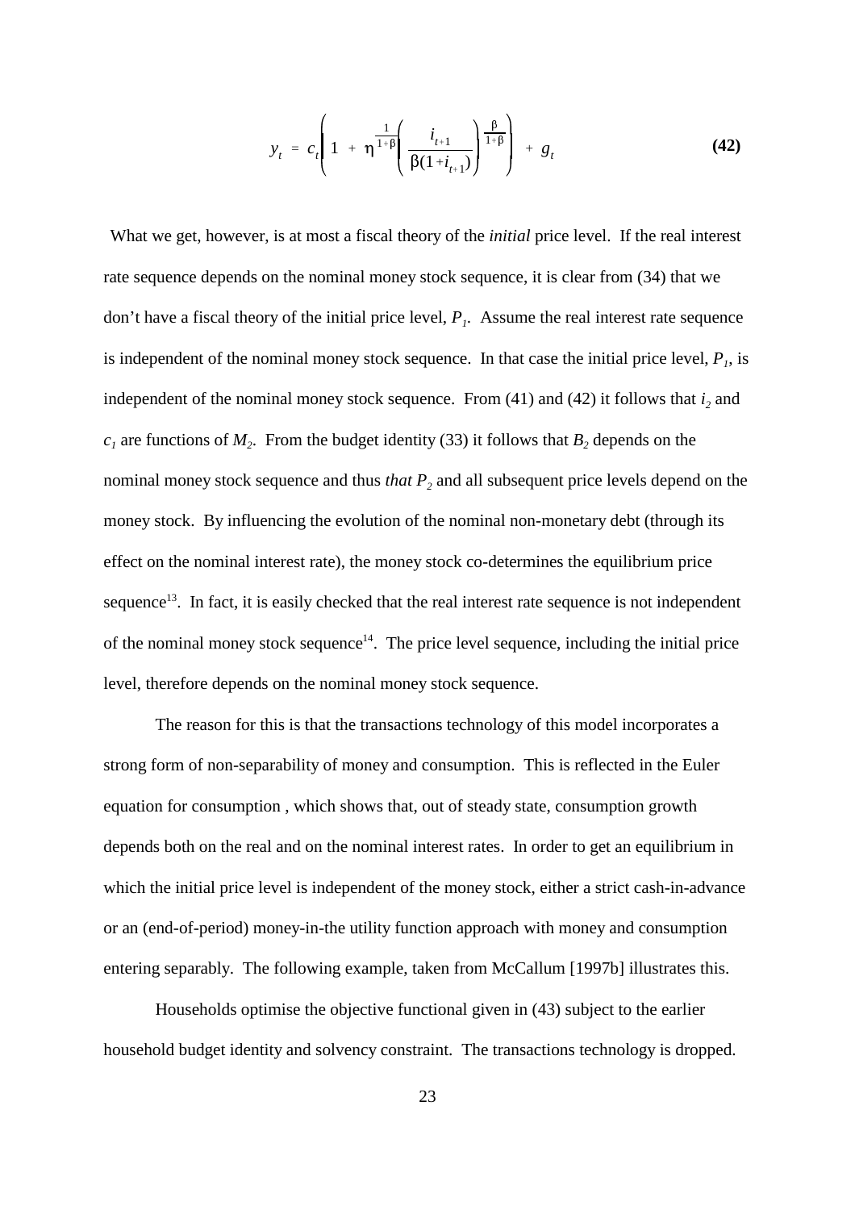$$y_t = c_t\left(1 + \eta^{\frac{1}{1+\beta}}\left(\frac{i_{t+1}}{\beta(1+i_{t+1})}\right)^{\frac{\beta}{1+\beta}}\right) + g_t \tag{42}$$

What we get, however, is at most a fiscal theory of the *initial* price level. If the real interest rate sequence depends on the nominal money stock sequence, it is clear from (34) that we don't have a fiscal theory of the initial price level, $P_1$. Assume the real interest rate sequence is independent of the nominal money stock sequence. In that case the initial price level, $P_1$, is independent of the nominal money stock sequence. From (41) and (42) it follows that $i_2$ and $c_1$ are functions of $M_2$. From the budget identity (33) it follows that $B_2$ depends on the nominal money stock sequence and thus *that* $P_2$ and all subsequent price levels depend on the money stock. By influencing the evolution of the nominal non-monetary debt (through its effect on the nominal interest rate), the money stock co-determines the equilibrium price sequence[13]. In fact, it is easily checked that the real interest rate sequence is not independent of the nominal money stock sequence[14]. The price level sequence, including the initial price level, therefore depends on the nominal money stock sequence.

The reason for this is that the transactions technology of this model incorporates a strong form of non-separability of money and consumption. This is reflected in the Euler equation for consumption , which shows that, out of steady state, consumption growth depends both on the real and on the nominal interest rates. In order to get an equilibrium in which the initial price level is independent of the money stock, either a strict cash-in-advance or an (end-of-period) money-in-the utility function approach with money and consumption entering separably. The following example, taken from McCallum [1997b] illustrates this.

Households optimise the objective functional given in (43) subject to the earlier household budget identity and solvency constraint. The transactions technology is dropped.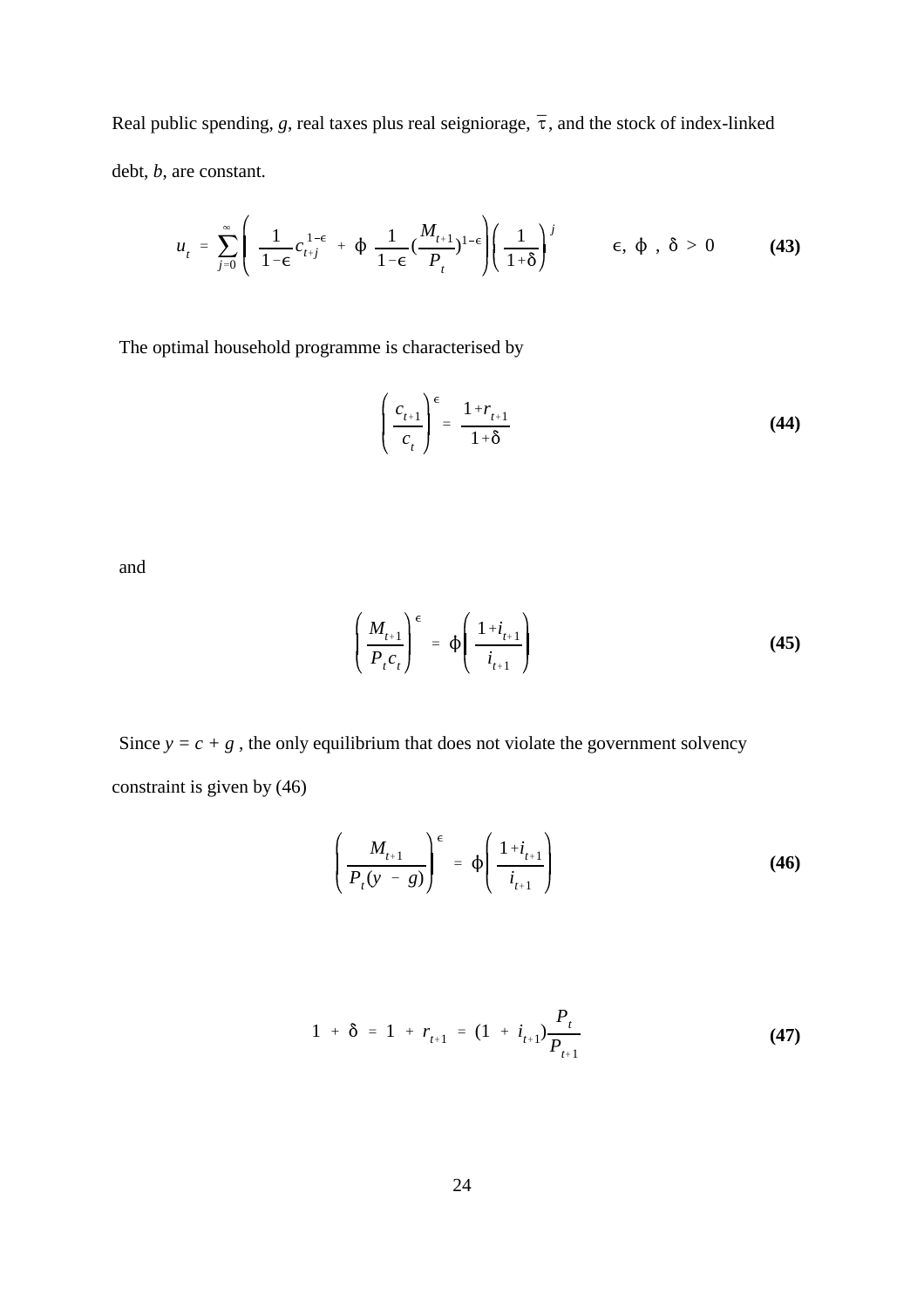Real public spending, $g$, real taxes plus real seigniorage, $\overline{\tau}$, and the stock of index-linked debt, $b$, are constant.

$$u_t = \sum_{j=0}^{\infty} \left( \frac{1}{1-\epsilon} c_{t+j}^{1-\epsilon} + \phi \frac{1}{1-\epsilon} \left(\frac{M_{t+1}}{P_t}\right)^{1-\epsilon} \right) \left( \frac{1}{1+\delta} \right)^j \qquad \epsilon,\ \phi\ ,\ \delta > 0 \tag{43}$$

The optimal household programme is characterised by

$$\left( \frac{c_{t+1}}{c_t} \right)^{\epsilon} = \frac{1+r_{t+1}}{1+\delta} \tag{44}$$

and

$$\left( \frac{M_{t+1}}{P_t c_t} \right)^{\epsilon} = \phi \left( \frac{1+i_{t+1}}{i_{t+1}} \right) \tag{45}$$

Since $y = c + g$ , the only equilibrium that does not violate the government solvency constraint is given by (46)

$$\left( \frac{M_{t+1}}{P_t (y - g)} \right)^{\epsilon} = \phi \left( \frac{1+i_{t+1}}{i_{t+1}} \right) \tag{46}$$

$$1 + \delta = 1 + r_{t+1} = (1 + i_{t+1}) \frac{P_t}{P_{t+1}} \tag{47}$$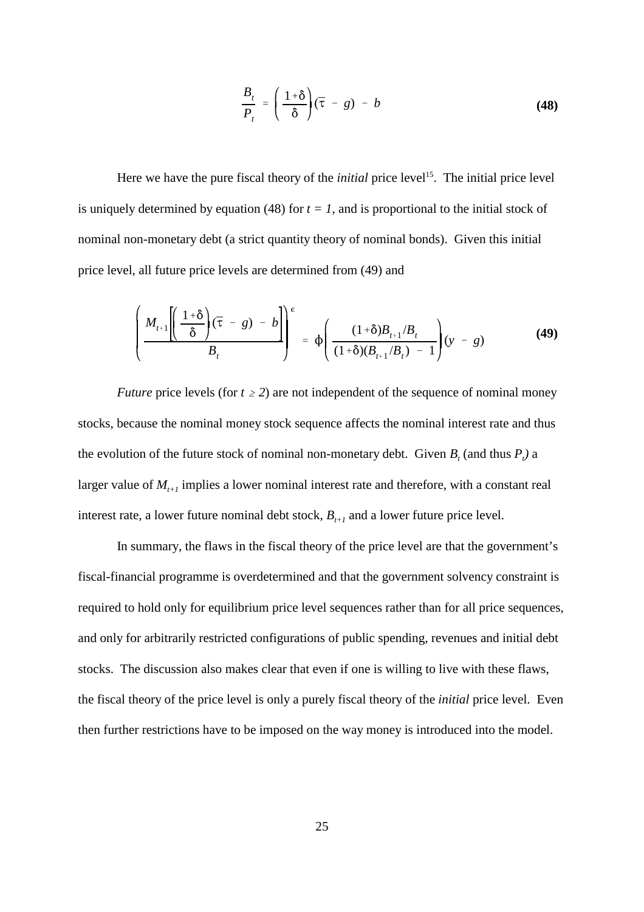$$\frac{B_t}{P_t} = \left(\frac{1+\delta}{\delta}\right)(\bar{\tau} - g) - b \tag{48}$$

Here we have the pure fiscal theory of the *initial* price level[15]. The initial price level is uniquely determined by equation (48) for $t = 1$, and is proportional to the initial stock of nominal non-monetary debt (a strict quantity theory of nominal bonds). Given this initial price level, all future price levels are determined from (49) and

$$\left(\frac{M_{t+1}\left[\left(\frac{1+\delta}{\delta}\right)(\bar{\tau} - g) - b\right]}{B_t}\right)^{\epsilon} = \phi\left(\frac{(1+\delta)B_{t+1}/B_t}{(1+\delta)(B_{t+1}/B_t) - 1}\right)(y - g) \tag{49}$$

*Future* price levels (for $t \geq 2$) are not independent of the sequence of nominal money stocks, because the nominal money stock sequence affects the nominal interest rate and thus the evolution of the future stock of nominal non-monetary debt. Given $B_t$ (and thus $P_t$) a larger value of $M_{t+1}$ implies a lower nominal interest rate and therefore, with a constant real interest rate, a lower future nominal debt stock, $B_{t+1}$ and a lower future price level.

In summary, the flaws in the fiscal theory of the price level are that the government's fiscal-financial programme is overdetermined and that the government solvency constraint is required to hold only for equilibrium price level sequences rather than for all price sequences, and only for arbitrarily restricted configurations of public spending, revenues and initial debt stocks. The discussion also makes clear that even if one is willing to live with these flaws, the fiscal theory of the price level is only a purely fiscal theory of the *initial* price level. Even then further restrictions have to be imposed on the way money is introduced into the model.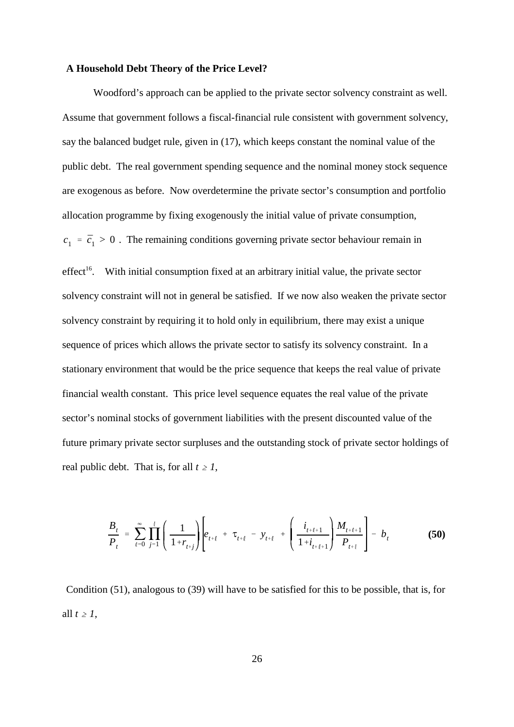**A Household Debt Theory of the Price Level?**

Woodford's approach can be applied to the private sector solvency constraint as well. Assume that government follows a fiscal-financial rule consistent with government solvency, say the balanced budget rule, given in (17), which keeps constant the nominal value of the public debt. The real government spending sequence and the nominal money stock sequence are exogenous as before. Now overdetermine the private sector's consumption and portfolio allocation programme by fixing exogenously the initial value of private consumption, $c_1 = \bar{c}_1 > 0$. The remaining conditions governing private sector behaviour remain in effect[16]. With initial consumption fixed at an arbitrary initial value, the private sector solvency constraint will not in general be satisfied. If we now also weaken the private sector solvency constraint by requiring it to hold only in equilibrium, there may exist a unique sequence of prices which allows the private sector to satisfy its solvency constraint. In a stationary environment that would be the price sequence that keeps the real value of private financial wealth constant. This price level sequence equates the real value of the private sector's nominal stocks of government liabilities with the present discounted value of the future primary private sector surpluses and the outstanding stock of private sector holdings of real public debt. That is, for all $t \geq 1$,

$$\frac{B_t}{P_t} = \sum_{\ell=0}^{\infty} \prod_{j=1}^{\ell} \left( \frac{1}{1+r_{t+j}} \right) \left[ e_{t+\ell} + \tau_{t+\ell} - y_{t+\ell} + \left( \frac{i_{t+\ell+1}}{1+i_{t+\ell+1}} \right) \frac{M_{t+\ell+1}}{P_{t+\ell}} \right] - b_t \qquad \textbf{(50)}$$

Condition (51), analogous to (39) will have to be satisfied for this to be possible, that is, for all $t \geq 1$,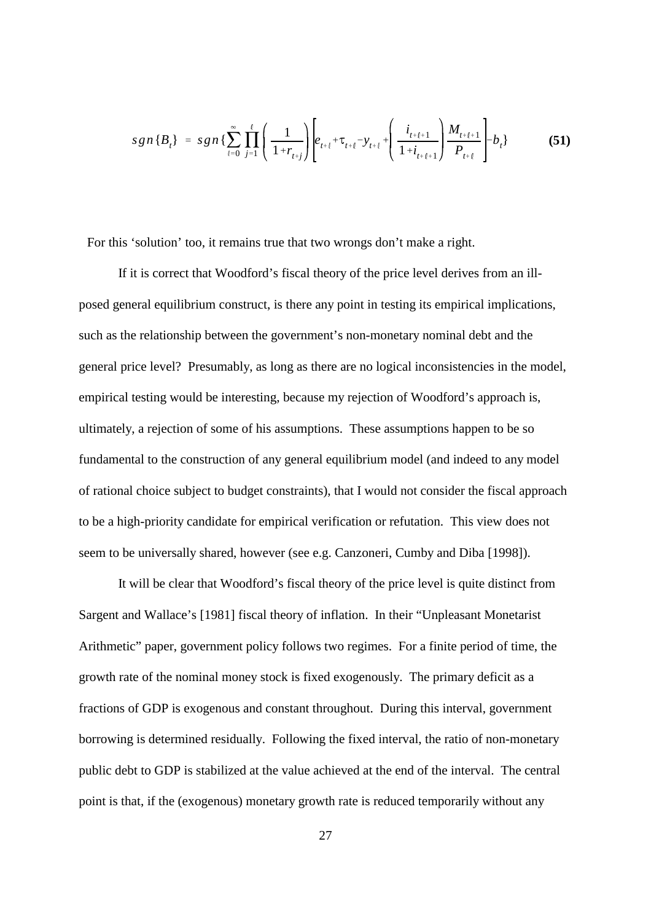$$sgn\{B_t\} = sgn\{\sum_{\ell=0}^{\infty}\prod_{j=1}^{\ell}\left(\frac{1}{1+r_{t+j}}\right)\left[e_{t+\ell}+\tau_{t+\ell}-y_{t+\ell}+\left(\frac{i_{t+\ell+1}}{1+i_{t+\ell+1}}\right)\frac{M_{t+\ell+1}}{P_{t+\ell}}\right]-b_t\} \qquad \textbf{(51)}$$

For this 'solution' too, it remains true that two wrongs don't make a right.

If it is correct that Woodford's fiscal theory of the price level derives from an ill-posed general equilibrium construct, is there any point in testing its empirical implications, such as the relationship between the government's non-monetary nominal debt and the general price level? Presumably, as long as there are no logical inconsistencies in the model, empirical testing would be interesting, because my rejection of Woodford's approach is, ultimately, a rejection of some of his assumptions. These assumptions happen to be so fundamental to the construction of any general equilibrium model (and indeed to any model of rational choice subject to budget constraints), that I would not consider the fiscal approach to be a high-priority candidate for empirical verification or refutation. This view does not seem to be universally shared, however (see e.g. Canzoneri, Cumby and Diba [1998]).

It will be clear that Woodford's fiscal theory of the price level is quite distinct from Sargent and Wallace's [1981] fiscal theory of inflation. In their "Unpleasant Monetarist Arithmetic" paper, government policy follows two regimes. For a finite period of time, the growth rate of the nominal money stock is fixed exogenously. The primary deficit as a fractions of GDP is exogenous and constant throughout. During this interval, government borrowing is determined residually. Following the fixed interval, the ratio of non-monetary public debt to GDP is stabilized at the value achieved at the end of the interval. The central point is that, if the (exogenous) monetary growth rate is reduced temporarily without any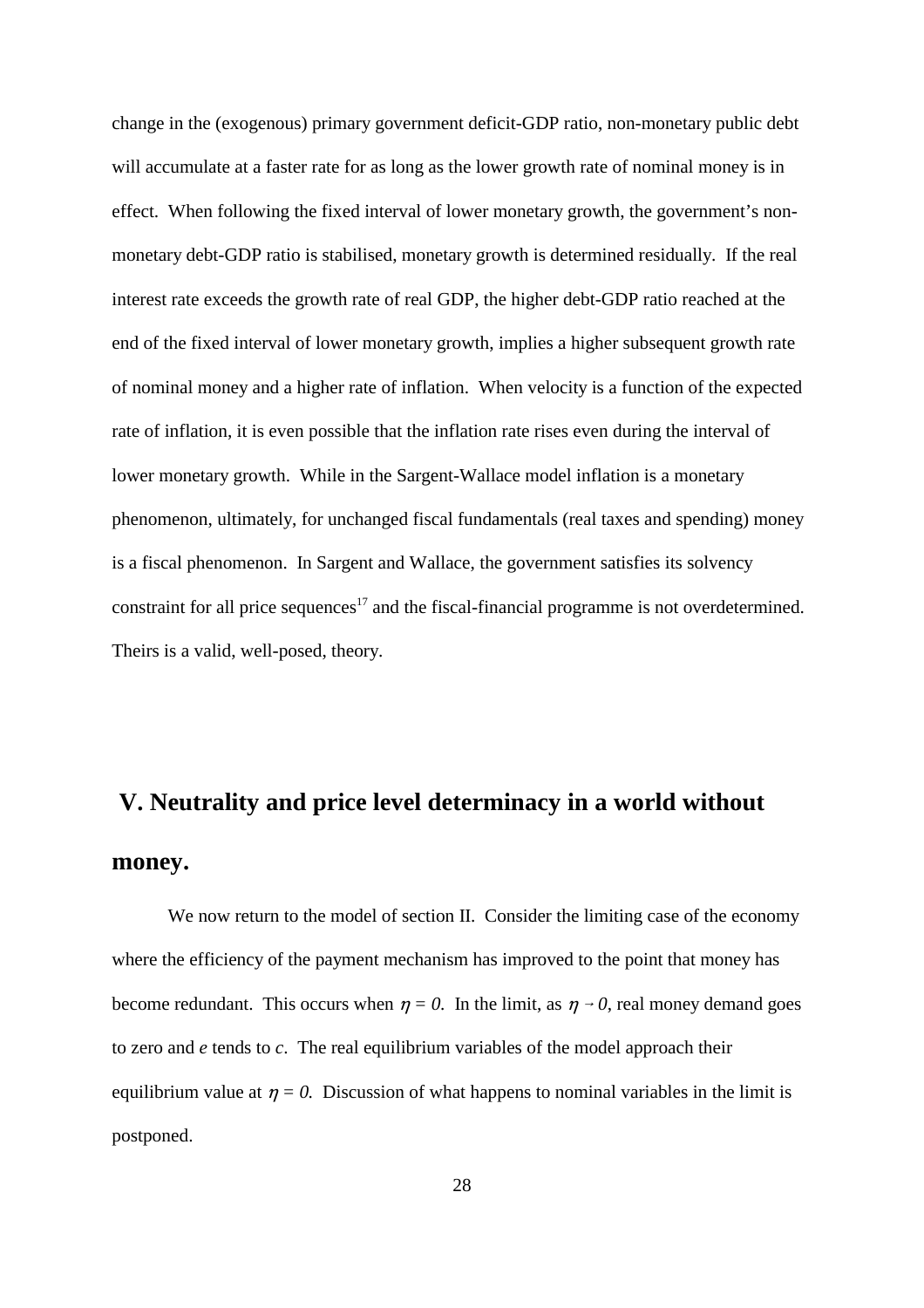change in the (exogenous) primary government deficit-GDP ratio, non-monetary public debt will accumulate at a faster rate for as long as the lower growth rate of nominal money is in effect. When following the fixed interval of lower monetary growth, the government's non-monetary debt-GDP ratio is stabilised, monetary growth is determined residually. If the real interest rate exceeds the growth rate of real GDP, the higher debt-GDP ratio reached at the end of the fixed interval of lower monetary growth, implies a higher subsequent growth rate of nominal money and a higher rate of inflation. When velocity is a function of the expected rate of inflation, it is even possible that the inflation rate rises even during the interval of lower monetary growth. While in the Sargent-Wallace model inflation is a monetary phenomenon, ultimately, for unchanged fiscal fundamentals (real taxes and spending) money is a fiscal phenomenon. In Sargent and Wallace, the government satisfies its solvency constraint for all price sequences[17] and the fiscal-financial programme is not overdetermined. Theirs is a valid, well-posed, theory.

## V. Neutrality and price level determinacy in a world without money.

We now return to the model of section II. Consider the limiting case of the economy where the efficiency of the payment mechanism has improved to the point that money has become redundant. This occurs when $\eta = 0$. In the limit, as $\eta \rightarrow 0$, real money demand goes to zero and $e$ tends to $c$. The real equilibrium variables of the model approach their equilibrium value at $\eta = 0$. Discussion of what happens to nominal variables in the limit is postponed.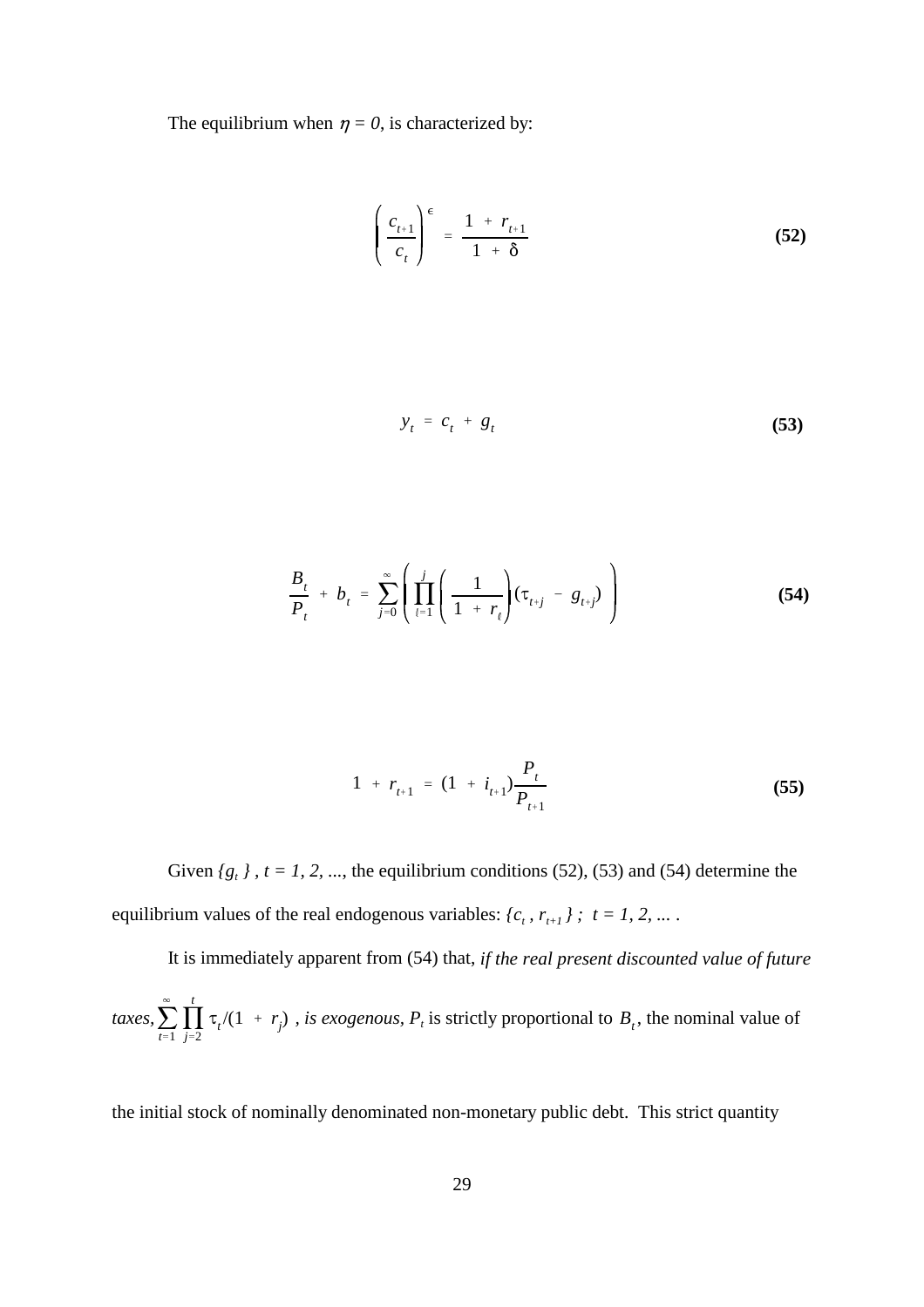The equilibrium when $\eta = 0$, is characterized by:

$$\left(\frac{c_{t+1}}{c_t}\right)^{\epsilon} = \frac{1 + r_{t+1}}{1 + \delta} \tag{52}$$

$$y_t = c_t + g_t \tag{53}$$

$$\frac{B_t}{P_t} + b_t = \sum_{j=0}^{\infty} \left( \prod_{l=1}^{j} \left( \frac{1}{1 + r_l} \right) (\tau_{t+j} - g_{t+j}) \right) \tag{54}$$

$$1 + r_{t+1} = (1 + i_{t+1}) \frac{P_t}{P_{t+1}} \tag{55}$$

Given $\{g_t\}$, $t = 1, 2, \ldots$, the equilibrium conditions (52), (53) and (54) determine the equilibrium values of the real endogenous variables: $\{c_t, r_{t+1}\}$; $t = 1, 2, \ldots$ .

It is immediately apparent from (54) that, *if the real present discounted value of future taxes,* $\sum_{t=1}^{\infty} \prod_{j=2}^{t} \tau_t/(1 + r_j)$ *, is exogenous,* $P_t$ is strictly proportional to $B_t$, the nominal value of the initial stock of nominally denominated non-monetary public debt. This strict quantity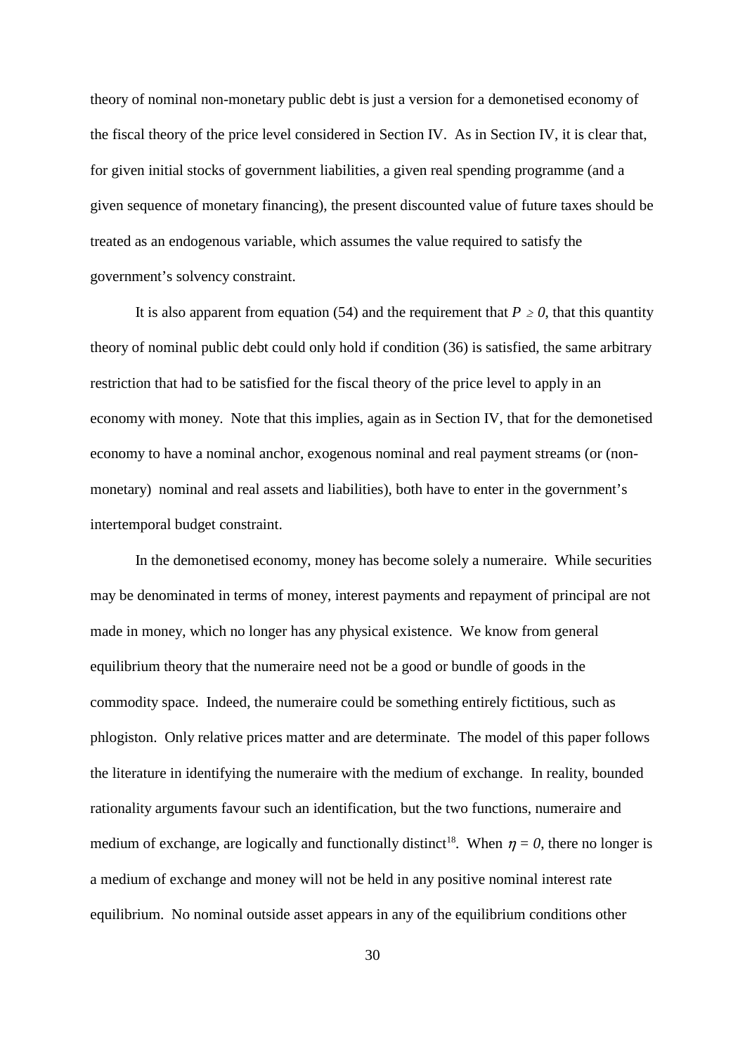theory of nominal non-monetary public debt is just a version for a demonetised economy of the fiscal theory of the price level considered in Section IV. As in Section IV, it is clear that, for given initial stocks of government liabilities, a given real spending programme (and a given sequence of monetary financing), the present discounted value of future taxes should be treated as an endogenous variable, which assumes the value required to satisfy the government's solvency constraint.

It is also apparent from equation (54) and the requirement that $P \geq 0$, that this quantity theory of nominal public debt could only hold if condition (36) is satisfied, the same arbitrary restriction that had to be satisfied for the fiscal theory of the price level to apply in an economy with money. Note that this implies, again as in Section IV, that for the demonetised economy to have a nominal anchor, exogenous nominal and real payment streams (or (non-monetary) nominal and real assets and liabilities), both have to enter in the government's intertemporal budget constraint.

In the demonetised economy, money has become solely a numeraire. While securities may be denominated in terms of money, interest payments and repayment of principal are not made in money, which no longer has any physical existence. We know from general equilibrium theory that the numeraire need not be a good or bundle of goods in the commodity space. Indeed, the numeraire could be something entirely fictitious, such as phlogiston. Only relative prices matter and are determinate. The model of this paper follows the literature in identifying the numeraire with the medium of exchange. In reality, bounded rationality arguments favour such an identification, but the two functions, numeraire and medium of exchange, are logically and functionally distinct[18]. When $\eta = 0$, there no longer is a medium of exchange and money will not be held in any positive nominal interest rate equilibrium. No nominal outside asset appears in any of the equilibrium conditions other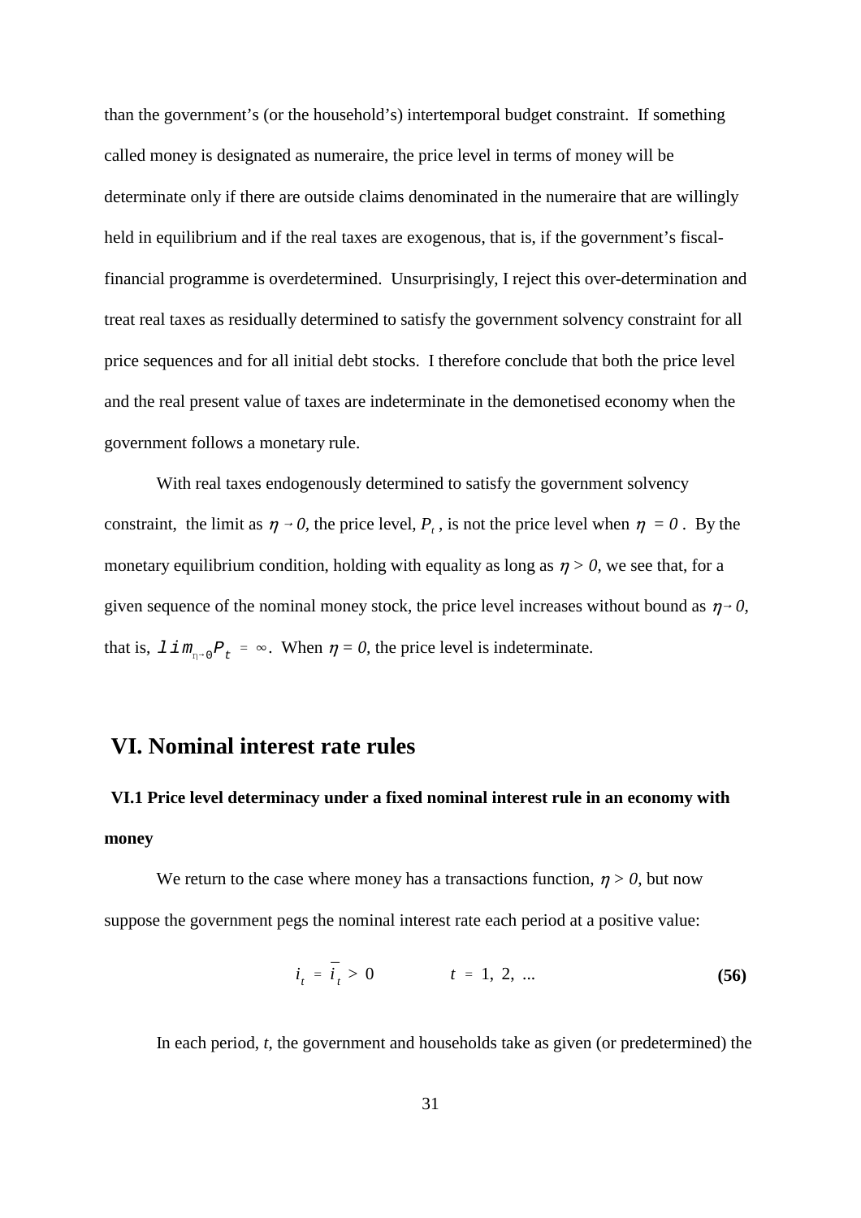than the government's (or the household's) intertemporal budget constraint. If something called money is designated as numeraire, the price level in terms of money will be determinate only if there are outside claims denominated in the numeraire that are willingly held in equilibrium and if the real taxes are exogenous, that is, if the government's fiscal-financial programme is overdetermined. Unsurprisingly, I reject this over-determination and treat real taxes as residually determined to satisfy the government solvency constraint for all price sequences and for all initial debt stocks. I therefore conclude that both the price level and the real present value of taxes are indeterminate in the demonetised economy when the government follows a monetary rule.

With real taxes endogenously determined to satisfy the government solvency constraint, the limit as $\eta \to 0$, the price level, $P_t$, is not the price level when $\eta = 0$. By the monetary equilibrium condition, holding with equality as long as $\eta > 0$, we see that, for a given sequence of the nominal money stock, the price level increases without bound as $\eta \to 0$, that is, $\lim_{\eta \to 0} P_t = \infty$. When $\eta = 0$, the price level is indeterminate.

## VI. Nominal interest rate rules

### VI.1 Price level determinacy under a fixed nominal interest rule in an economy with money

We return to the case where money has a transactions function, $\eta > 0$, but now suppose the government pegs the nominal interest rate each period at a positive value:

$$i_t = \bar{i}_t > 0 \qquad\qquad t = 1,\ 2,\ \ldots \tag{56}$$

In each period, $t$, the government and households take as given (or predetermined) the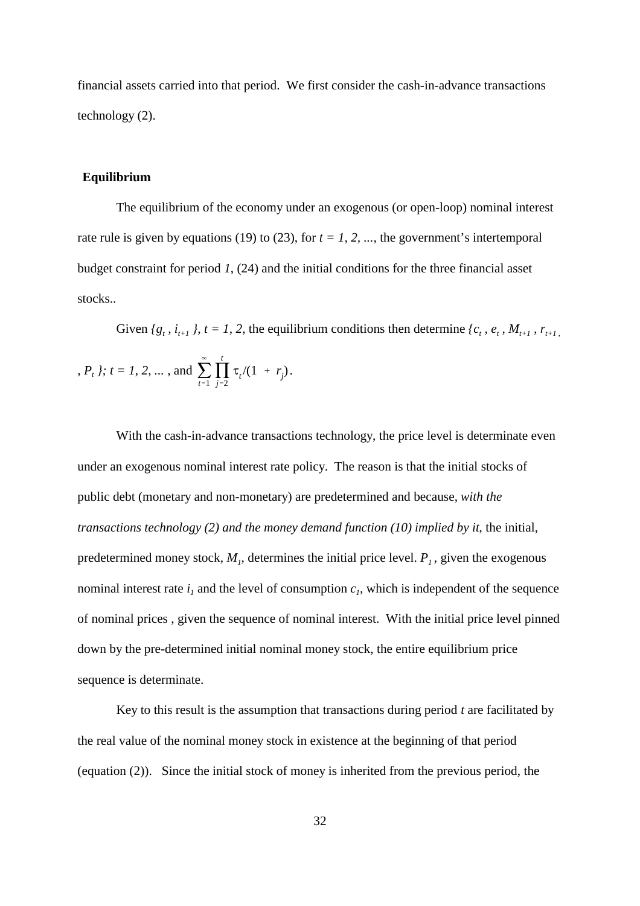financial assets carried into that period. We first consider the cash-in-advance transactions technology (2).

### Equilibrium

The equilibrium of the economy under an exogenous (or open-loop) nominal interest rate rule is given by equations (19) to (23), for $t = 1, 2, ...$, the government's intertemporal budget constraint for period $1$, (24) and the initial conditions for the three financial asset stocks..

Given $\{g_t , i_{t+1} \}, t = 1, 2,$ the equilibrium conditions then determine $\{c_t , e_t , M_{t+1} , r_{t+1} , P_t \}; t = 1, 2, ...$ , and $\sum_{t=1}^{\infty} \prod_{j=2}^{t} \tau_t/(1 + r_j)$.

With the cash-in-advance transactions technology, the price level is determinate even under an exogenous nominal interest rate policy. The reason is that the initial stocks of public debt (monetary and non-monetary) are predetermined and because, *with the transactions technology (2) and the money demand function (10) implied by it*, the initial, predetermined money stock, $M_1$, determines the initial price level. $P_1$ , given the exogenous nominal interest rate $i_1$ and the level of consumption $c_1$, which is independent of the sequence of nominal prices , given the sequence of nominal interest. With the initial price level pinned down by the pre-determined initial nominal money stock, the entire equilibrium price sequence is determinate.

Key to this result is the assumption that transactions during period $t$ are facilitated by the real value of the nominal money stock in existence at the beginning of that period (equation (2)). Since the initial stock of money is inherited from the previous period, the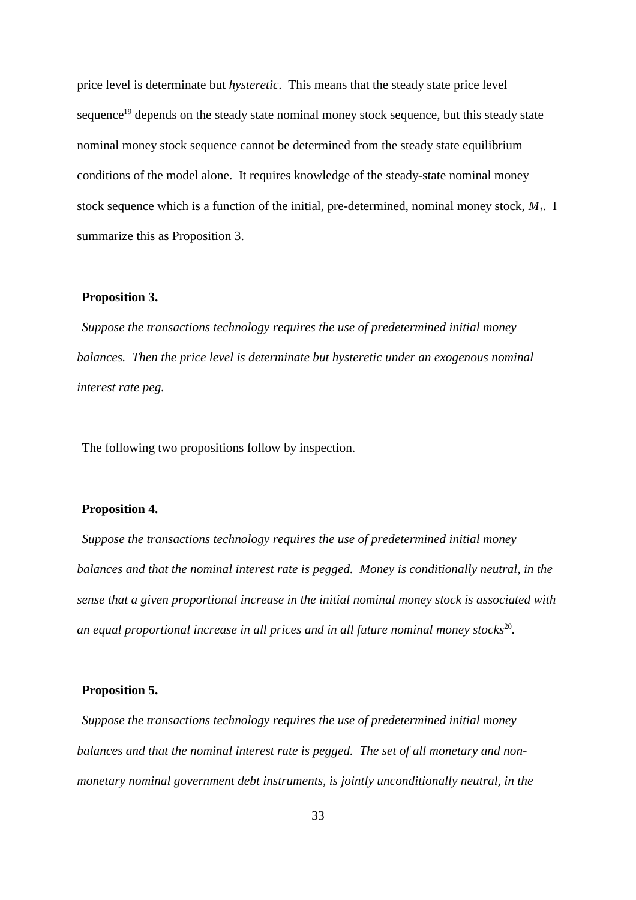price level is determinate but *hysteretic*. This means that the steady state price level sequence[19] depends on the steady state nominal money stock sequence, but this steady state nominal money stock sequence cannot be determined from the steady state equilibrium conditions of the model alone. It requires knowledge of the steady-state nominal money stock sequence which is a function of the initial, pre-determined, nominal money stock, $M_1$. I summarize this as Proposition 3.

**Proposition 3.**

*Suppose the transactions technology requires the use of predetermined initial money balances. Then the price level is determinate but hysteretic under an exogenous nominal interest rate peg.*

The following two propositions follow by inspection.

**Proposition 4.**

*Suppose the transactions technology requires the use of predetermined initial money balances and that the nominal interest rate is pegged. Money is conditionally neutral, in the sense that a given proportional increase in the initial nominal money stock is associated with an equal proportional increase in all prices and in all future nominal money stocks*[20].

**Proposition 5.**

*Suppose the transactions technology requires the use of predetermined initial money balances and that the nominal interest rate is pegged. The set of all monetary and non-monetary nominal government debt instruments, is jointly unconditionally neutral, in the*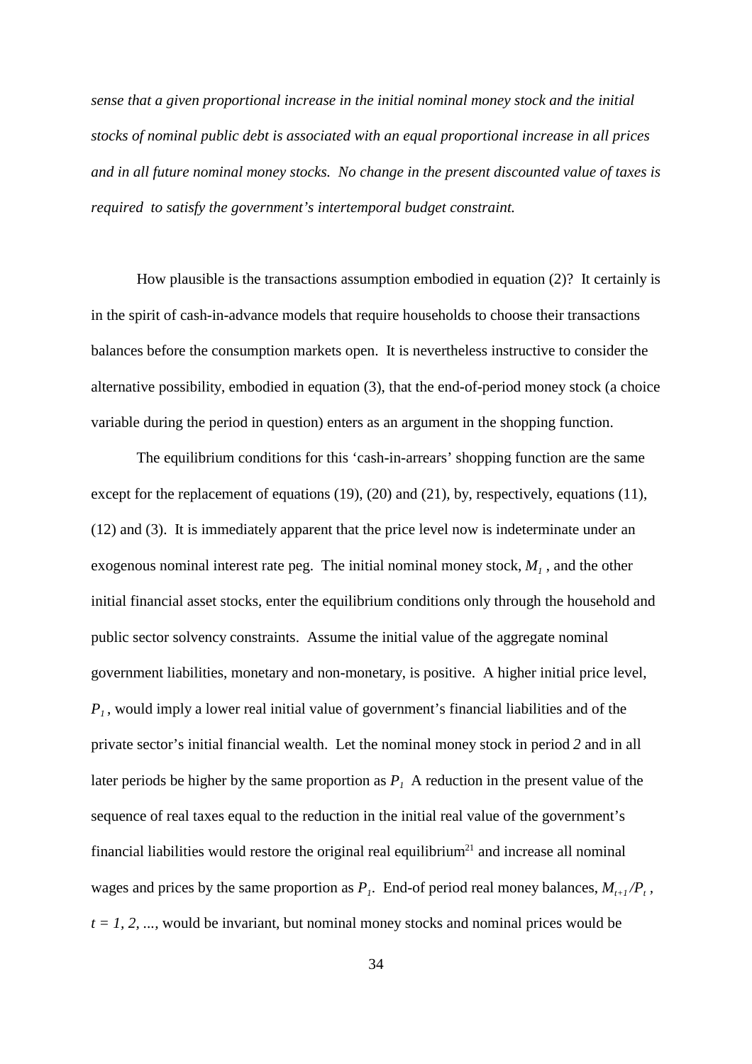*sense that a given proportional increase in the initial nominal money stock and the initial stocks of nominal public debt is associated with an equal proportional increase in all prices and in all future nominal money stocks. No change in the present discounted value of taxes is required to satisfy the government's intertemporal budget constraint.*

How plausible is the transactions assumption embodied in equation (2)? It certainly is in the spirit of cash-in-advance models that require households to choose their transactions balances before the consumption markets open. It is nevertheless instructive to consider the alternative possibility, embodied in equation (3), that the end-of-period money stock (a choice variable during the period in question) enters as an argument in the shopping function.

The equilibrium conditions for this 'cash-in-arrears' shopping function are the same except for the replacement of equations (19), (20) and (21), by, respectively, equations (11), (12) and (3). It is immediately apparent that the price level now is indeterminate under an exogenous nominal interest rate peg. The initial nominal money stock, $M_1$ , and the other initial financial asset stocks, enter the equilibrium conditions only through the household and public sector solvency constraints. Assume the initial value of the aggregate nominal government liabilities, monetary and non-monetary, is positive. A higher initial price level, $P_1$ , would imply a lower real initial value of government's financial liabilities and of the private sector's initial financial wealth. Let the nominal money stock in period *2* and in all later periods be higher by the same proportion as $P_1$ A reduction in the present value of the sequence of real taxes equal to the reduction in the initial real value of the government's financial liabilities would restore the original real equilibrium[21] and increase all nominal wages and prices by the same proportion as $P_1$. End-of period real money balances, $M_{t+1}/P_t$ , $t = 1, 2, ...$, would be invariant, but nominal money stocks and nominal prices would be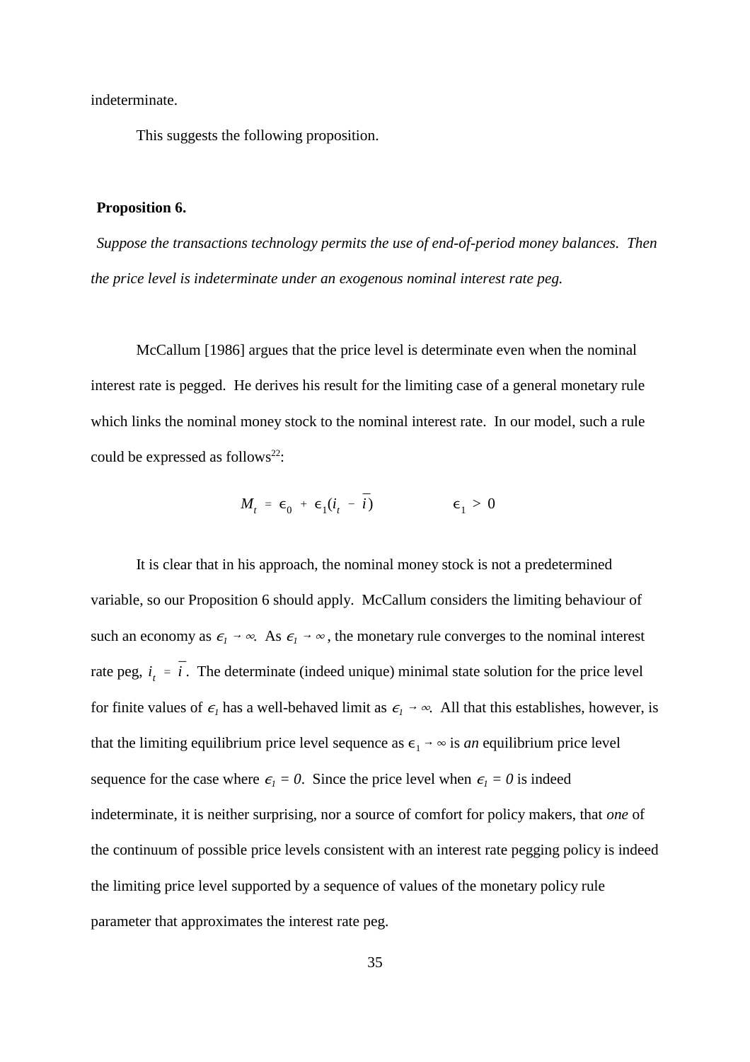indeterminate.

This suggests the following proposition.

**Proposition 6.**

*Suppose the transactions technology permits the use of end-of-period money balances. Then the price level is indeterminate under an exogenous nominal interest rate peg.*

McCallum [1986] argues that the price level is determinate even when the nominal interest rate is pegged. He derives his result for the limiting case of a general monetary rule which links the nominal money stock to the nominal interest rate. In our model, such a rule could be expressed as follows[22]:

$$M_t = \epsilon_0 + \epsilon_1(i_t - \bar{i}) \qquad\qquad \epsilon_1 > 0$$

It is clear that in his approach, the nominal money stock is not a predetermined variable, so our Proposition 6 should apply. McCallum considers the limiting behaviour of such an economy as $\epsilon_1 \rightarrow \infty$. As $\epsilon_1 \rightarrow \infty$, the monetary rule converges to the nominal interest rate peg, $i_t = \bar{i}$. The determinate (indeed unique) minimal state solution for the price level for finite values of $\epsilon_1$ has a well-behaved limit as $\epsilon_1 \rightarrow \infty$. All that this establishes, however, is that the limiting equilibrium price level sequence as $\epsilon_1 \rightarrow \infty$ is *an* equilibrium price level sequence for the case where $\epsilon_1 = 0$. Since the price level when $\epsilon_1 = 0$ is indeed indeterminate, it is neither surprising, nor a source of comfort for policy makers, that *one* of the continuum of possible price levels consistent with an interest rate pegging policy is indeed the limiting price level supported by a sequence of values of the monetary policy rule parameter that approximates the interest rate peg.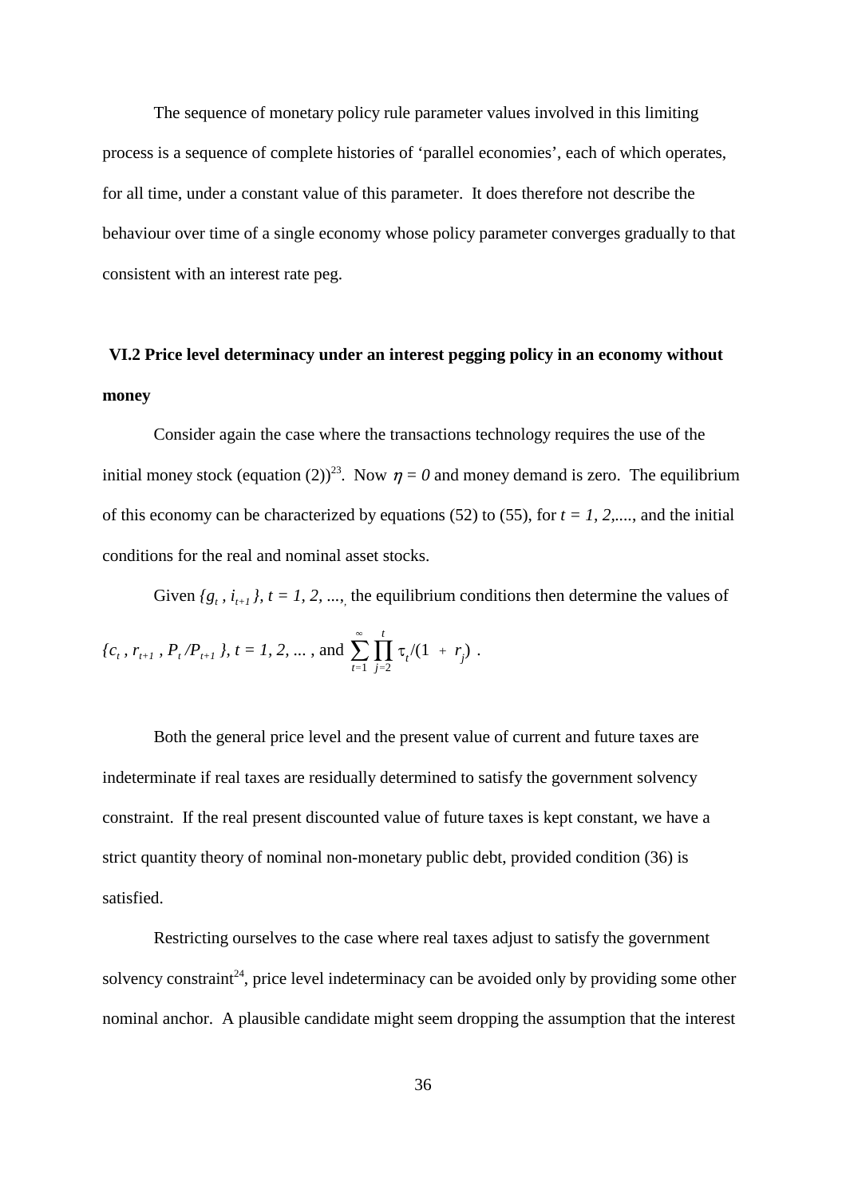The sequence of monetary policy rule parameter values involved in this limiting process is a sequence of complete histories of 'parallel economies', each of which operates, for all time, under a constant value of this parameter. It does therefore not describe the behaviour over time of a single economy whose policy parameter converges gradually to that consistent with an interest rate peg.

## VI.2 Price level determinacy under an interest pegging policy in an economy without money

Consider again the case where the transactions technology requires the use of the initial money stock (equation (2))[23]. Now $\eta = 0$ and money demand is zero. The equilibrium of this economy can be characterized by equations (52) to (55), for $t = 1, 2, \ldots$, and the initial conditions for the real and nominal asset stocks.

Given $\{g_t, i_{t+1}\}, t = 1, 2, \ldots,$ the equilibrium conditions then determine the values of $\{c_t, r_{t+1}, P_t/P_{t+1}\}, t = 1, 2, \ldots$, and $\sum_{t=1}^{\infty} \prod_{j=2}^{t} \tau_t/(1 + r_j)$ .

Both the general price level and the present value of current and future taxes are indeterminate if real taxes are residually determined to satisfy the government solvency constraint. If the real present discounted value of future taxes is kept constant, we have a strict quantity theory of nominal non-monetary public debt, provided condition (36) is satisfied.

Restricting ourselves to the case where real taxes adjust to satisfy the government solvency constraint[24], price level indeterminacy can be avoided only by providing some other nominal anchor. A plausible candidate might seem dropping the assumption that the interest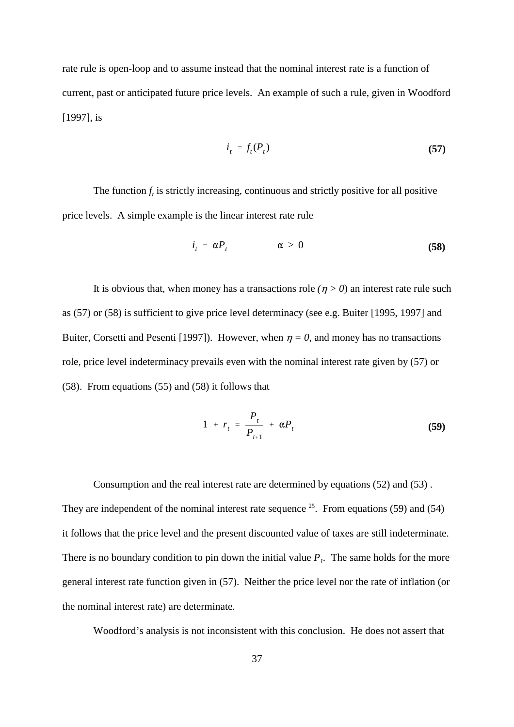rate rule is open-loop and to assume instead that the nominal interest rate is a function of current, past or anticipated future price levels. An example of such a rule, given in Woodford [1997], is

$$i_t = f_t(P_t) \tag{57}$$

The function $f_t$ is strictly increasing, continuous and strictly positive for all positive price levels. A simple example is the linear interest rate rule

$$i_t = \alpha P_t \qquad\qquad \alpha > 0 \tag{58}$$

It is obvious that, when money has a transactions role ($\eta > 0$) an interest rate rule such as (57) or (58) is sufficient to give price level determinacy (see e.g. Buiter [1995, 1997] and Buiter, Corsetti and Pesenti [1997]). However, when $\eta = 0$, and money has no transactions role, price level indeterminacy prevails even with the nominal interest rate given by (57) or (58). From equations (55) and (58) it follows that

$$1 + r_t = \frac{P_t}{P_{t+1}} + \alpha P_t \tag{59}$$

Consumption and the real interest rate are determined by equations (52) and (53) . They are independent of the nominal interest rate sequence [25]. From equations (59) and (54) it follows that the price level and the present discounted value of taxes are still indeterminate. There is no boundary condition to pin down the initial value $P_1$. The same holds for the more general interest rate function given in (57). Neither the price level nor the rate of inflation (or the nominal interest rate) are determinate.

Woodford's analysis is not inconsistent with this conclusion. He does not assert that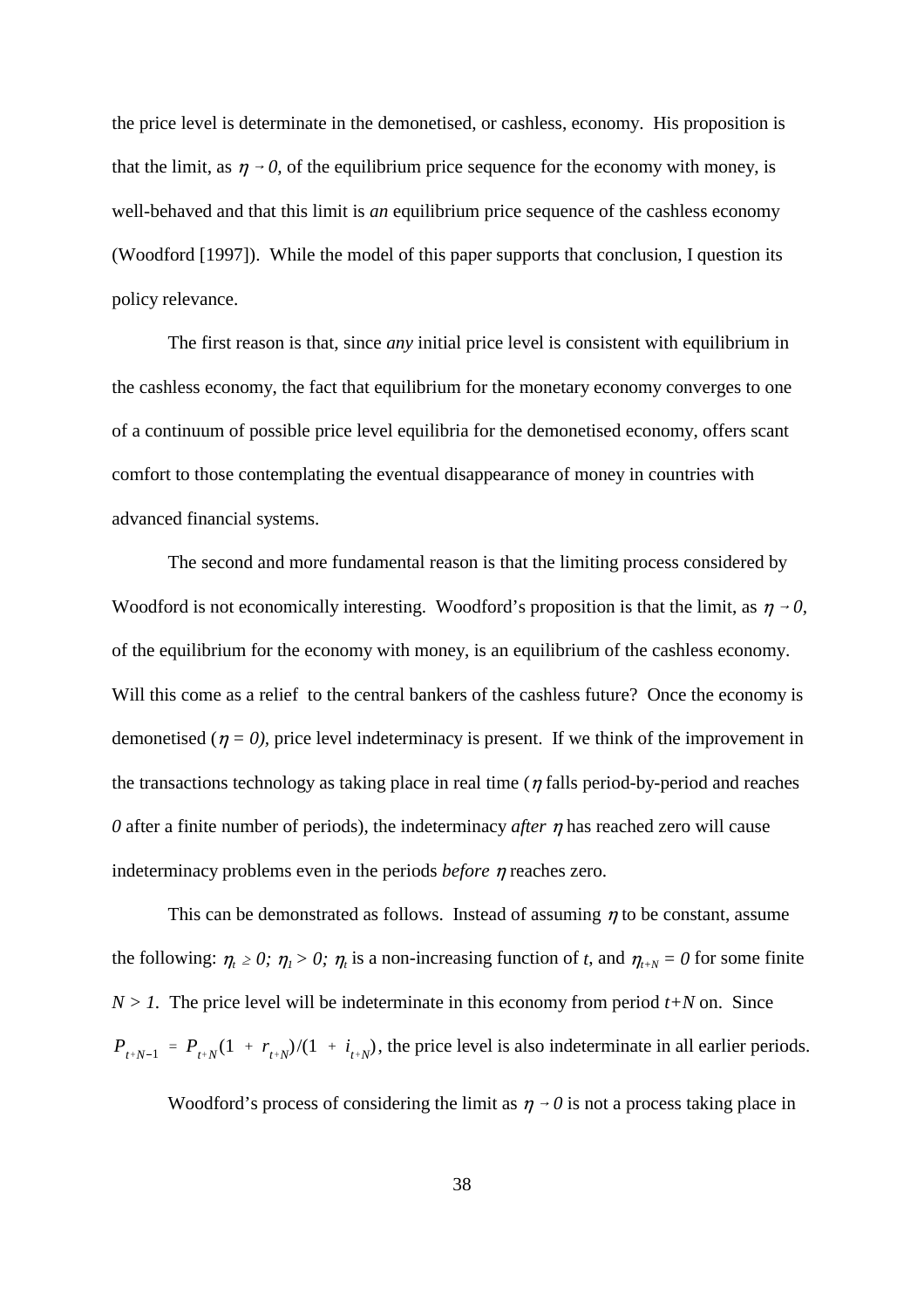the price level is determinate in the demonetised, or cashless, economy. His proposition is that the limit, as $\eta \to 0$, of the equilibrium price sequence for the economy with money, is well-behaved and that this limit is *an* equilibrium price sequence of the cashless economy (Woodford [1997]). While the model of this paper supports that conclusion, I question its policy relevance.

The first reason is that, since *any* initial price level is consistent with equilibrium in the cashless economy, the fact that equilibrium for the monetary economy converges to one of a continuum of possible price level equilibria for the demonetised economy, offers scant comfort to those contemplating the eventual disappearance of money in countries with advanced financial systems.

The second and more fundamental reason is that the limiting process considered by Woodford is not economically interesting. Woodford's proposition is that the limit, as $\eta \to 0$, of the equilibrium for the economy with money, is an equilibrium of the cashless economy. Will this come as a relief to the central bankers of the cashless future? Once the economy is demonetised ($\eta = 0$), price level indeterminacy is present. If we think of the improvement in the transactions technology as taking place in real time ($\eta$ falls period-by-period and reaches $0$ after a finite number of periods), the indeterminacy *after* $\eta$ has reached zero will cause indeterminacy problems even in the periods *before* $\eta$ reaches zero.

This can be demonstrated as follows. Instead of assuming $\eta$ to be constant, assume the following: $\eta_t \geq 0$; $\eta_1 > 0$; $\eta_t$ is a non-increasing function of $t$, and $\eta_{t+N} = 0$ for some finite $N > 1$. The price level will be indeterminate in this economy from period $t+N$ on. Since $P_{t+N-1} = P_{t+N}(1 + r_{t+N})/(1 + i_{t+N})$, the price level is also indeterminate in all earlier periods.

Woodford's process of considering the limit as $\eta \to 0$ is not a process taking place in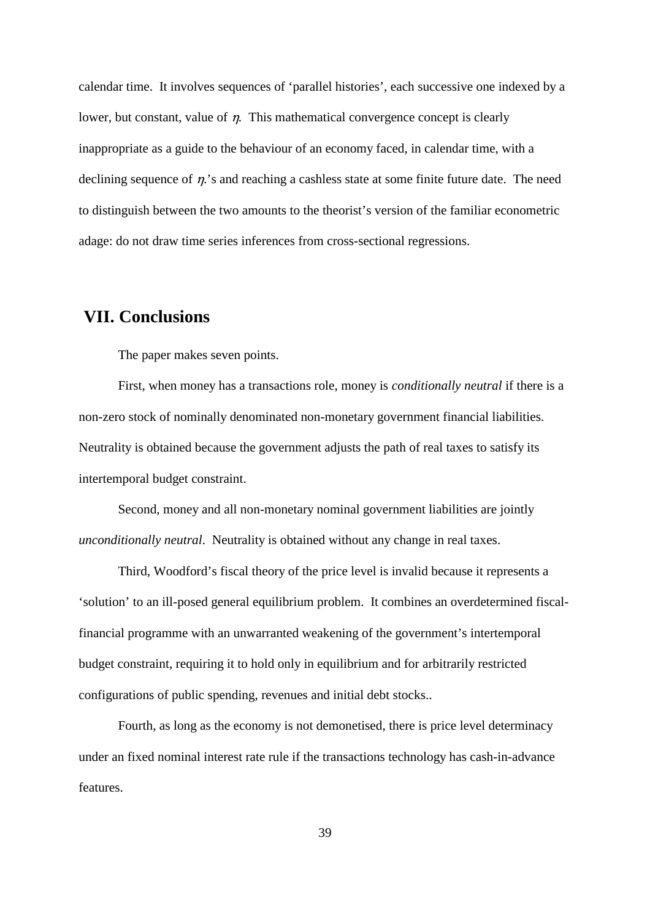calendar time. It involves sequences of 'parallel histories', each successive one indexed by a lower, but constant, value of $\eta$. This mathematical convergence concept is clearly inappropriate as a guide to the behaviour of an economy faced, in calendar time, with a declining sequence of $\eta$.'s and reaching a cashless state at some finite future date. The need to distinguish between the two amounts to the theorist's version of the familiar econometric adage: do not draw time series inferences from cross-sectional regressions.

## VII. Conclusions

The paper makes seven points.

First, when money has a transactions role, money is *conditionally neutral* if there is a non-zero stock of nominally denominated non-monetary government financial liabilities. Neutrality is obtained because the government adjusts the path of real taxes to satisfy its intertemporal budget constraint.

Second, money and all non-monetary nominal government liabilities are jointly *unconditionally neutral*. Neutrality is obtained without any change in real taxes.

Third, Woodford's fiscal theory of the price level is invalid because it represents a 'solution' to an ill-posed general equilibrium problem. It combines an overdetermined fiscal-financial programme with an unwarranted weakening of the government's intertemporal budget constraint, requiring it to hold only in equilibrium and for arbitrarily restricted configurations of public spending, revenues and initial debt stocks..

Fourth, as long as the economy is not demonetised, there is price level determinacy under an fixed nominal interest rate rule if the transactions technology has cash-in-advance features.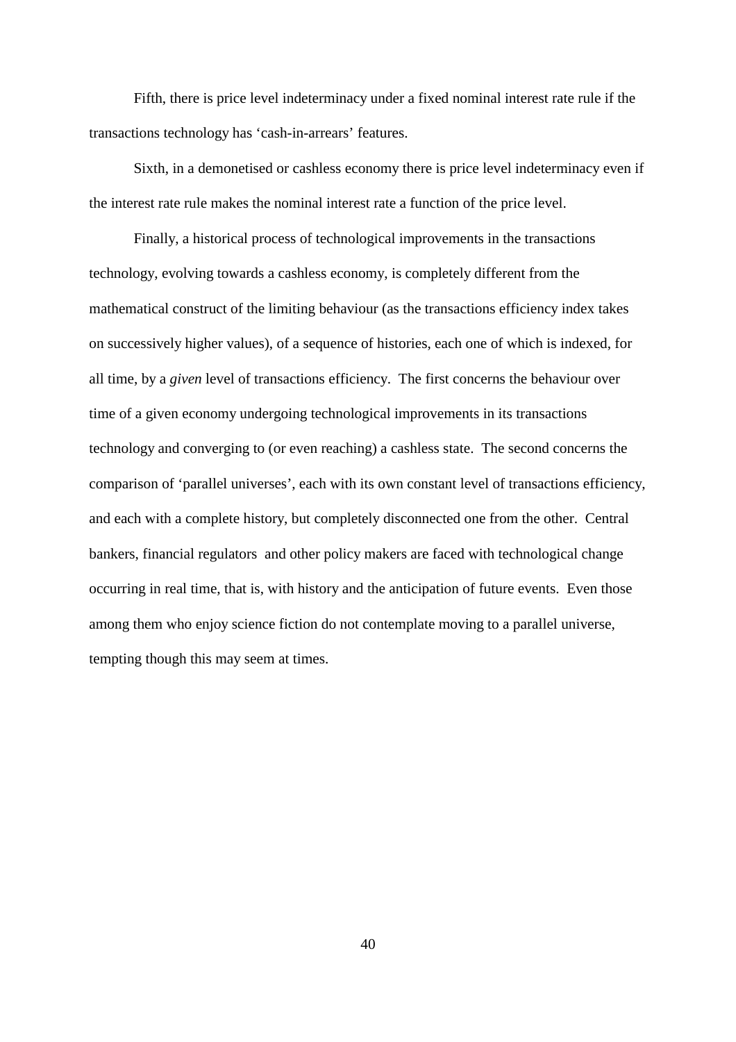Fifth, there is price level indeterminacy under a fixed nominal interest rate rule if the transactions technology has 'cash-in-arrears' features.

Sixth, in a demonetised or cashless economy there is price level indeterminacy even if the interest rate rule makes the nominal interest rate a function of the price level.

Finally, a historical process of technological improvements in the transactions technology, evolving towards a cashless economy, is completely different from the mathematical construct of the limiting behaviour (as the transactions efficiency index takes on successively higher values), of a sequence of histories, each one of which is indexed, for all time, by a *given* level of transactions efficiency. The first concerns the behaviour over time of a given economy undergoing technological improvements in its transactions technology and converging to (or even reaching) a cashless state. The second concerns the comparison of 'parallel universes', each with its own constant level of transactions efficiency, and each with a complete history, but completely disconnected one from the other. Central bankers, financial regulators and other policy makers are faced with technological change occurring in real time, that is, with history and the anticipation of future events. Even those among them who enjoy science fiction do not contemplate moving to a parallel universe, tempting though this may seem at times.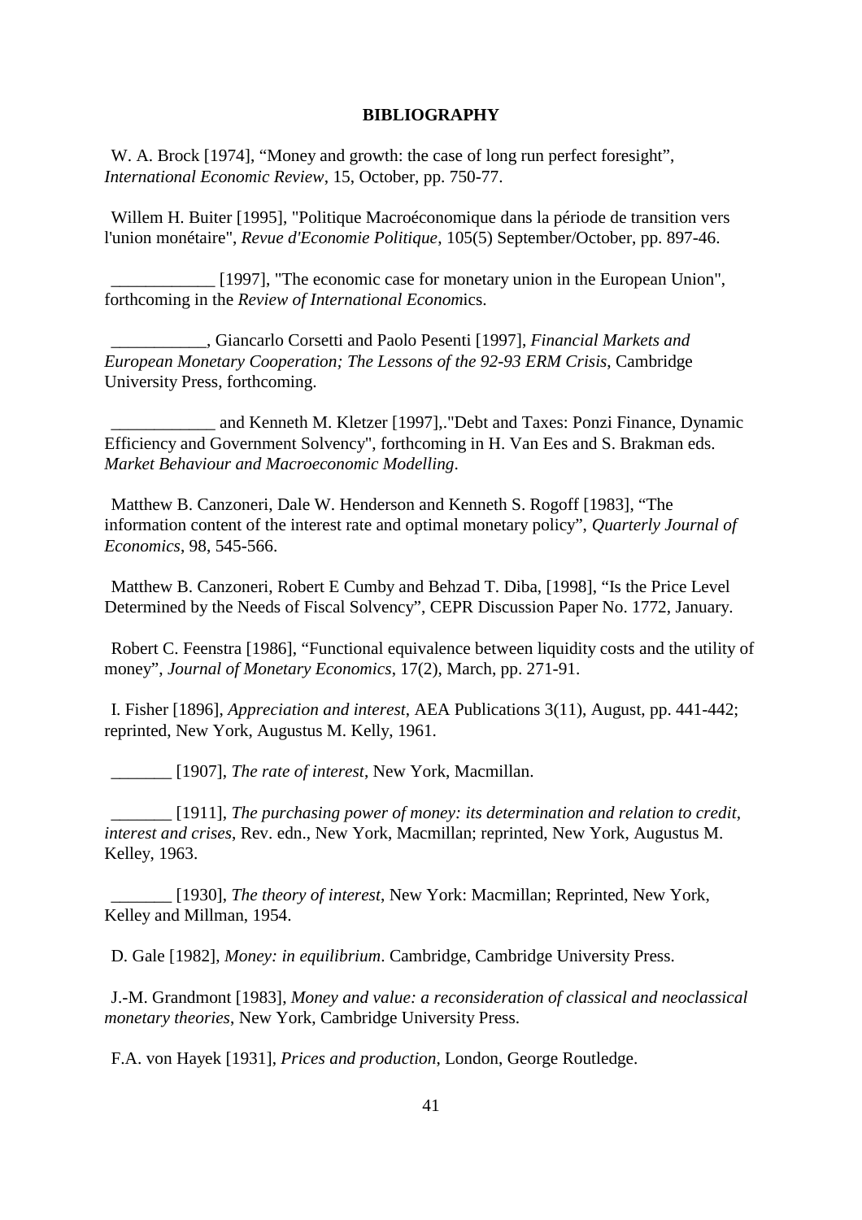**BIBLIOGRAPHY**

W. A. Brock [1974], "Money and growth: the case of long run perfect foresight", *International Economic Review*, 15, October, pp. 750-77.

Willem H. Buiter [1995], "Politique Macroéconomique dans la période de transition vers l'union monétaire", *Revue d'Economie Politique*, 105(5) September/October, pp. 897-46.

____________ [1997], "The economic case for monetary union in the European Union", forthcoming in the *Review of International Econom*ics.

___________, Giancarlo Corsetti and Paolo Pesenti [1997], *Financial Markets and European Monetary Cooperation; The Lessons of the 92-93 ERM Crisis*, Cambridge University Press, forthcoming.

____________ and Kenneth M. Kletzer [1997],."Debt and Taxes: Ponzi Finance, Dynamic Efficiency and Government Solvency", forthcoming in H. Van Ees and S. Brakman eds. *Market Behaviour and Macroeconomic Modelling*.

Matthew B. Canzoneri, Dale W. Henderson and Kenneth S. Rogoff [1983], "The information content of the interest rate and optimal monetary policy", *Quarterly Journal of Economics*, 98, 545-566.

Matthew B. Canzoneri, Robert E Cumby and Behzad T. Diba, [1998], "Is the Price Level Determined by the Needs of Fiscal Solvency", CEPR Discussion Paper No. 1772, January.

Robert C. Feenstra [1986], "Functional equivalence between liquidity costs and the utility of money", *Journal of Monetary Economics*, 17(2), March, pp. 271-91.

I. Fisher [1896], *Appreciation and interest*, AEA Publications 3(11), August, pp. 441-442; reprinted, New York, Augustus M. Kelly, 1961.

_______ [1907], *The rate of interest*, New York, Macmillan.

_______ [1911], *The purchasing power of money: its determination and relation to credit, interest and crises*, Rev. edn., New York, Macmillan; reprinted, New York, Augustus M. Kelley, 1963.

_______ [1930], *The theory of interest*, New York: Macmillan; Reprinted, New York, Kelley and Millman, 1954.

D. Gale [1982], *Money: in equilibrium*. Cambridge, Cambridge University Press.

J.-M. Grandmont [1983], *Money and value: a reconsideration of classical and neoclassical monetary theories*, New York, Cambridge University Press.

F.A. von Hayek [1931], *Prices and production*, London, George Routledge.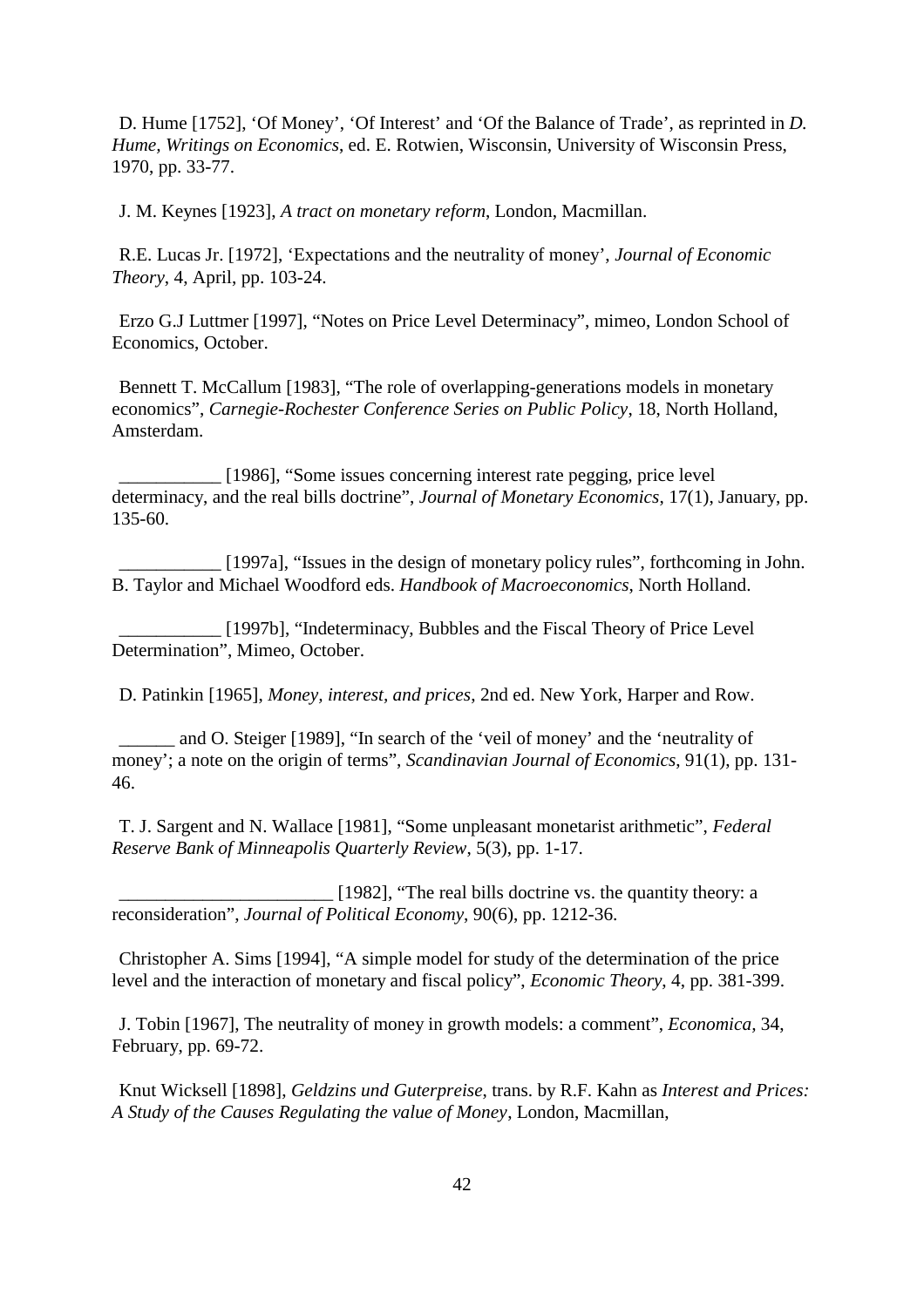D. Hume [1752], ‘Of Money’, ‘Of Interest’ and ‘Of the Balance of Trade’, as reprinted in *D. Hume, Writings on Economics*, ed. E. Rotwien, Wisconsin, University of Wisconsin Press, 1970, pp. 33-77.

J. M. Keynes [1923], *A tract on monetary reform*, London, Macmillan.

R.E. Lucas Jr. [1972], ‘Expectations and the neutrality of money’, *Journal of Economic Theory*, 4, April, pp. 103-24.

Erzo G.J Luttmer [1997], “Notes on Price Level Determinacy”, mimeo, London School of Economics, October.

Bennett T. McCallum [1983], “The role of overlapping-generations models in monetary economics”, *Carnegie-Rochester Conference Series on Public Policy*, 18, North Holland, Amsterdam.

___________ [1986], “Some issues concerning interest rate pegging, price level determinacy, and the real bills doctrine”, *Journal of Monetary Economics*, 17(1), January, pp. 135-60.

___________ [1997a], “Issues in the design of monetary policy rules”, forthcoming in John. B. Taylor and Michael Woodford eds. *Handbook of Macroeconomics*, North Holland.

___________ [1997b], “Indeterminacy, Bubbles and the Fiscal Theory of Price Level Determination”, Mimeo, October.

D. Patinkin [1965], *Money, interest, and prices*, 2nd ed. New York, Harper and Row.

______ and O. Steiger [1989], “In search of the ‘veil of money’ and the ‘neutrality of money’; a note on the origin of terms”, *Scandinavian Journal of Economics*, 91(1), pp. 131-46.

T. J. Sargent and N. Wallace [1981], “Some unpleasant monetarist arithmetic”, *Federal Reserve Bank of Minneapolis Quarterly Review*, 5(3), pp. 1-17.

_______________________ [1982], “The real bills doctrine vs. the quantity theory: a reconsideration”, *Journal of Political Economy*, 90(6), pp. 1212-36.

Christopher A. Sims [1994], “A simple model for study of the determination of the price level and the interaction of monetary and fiscal policy”, *Economic Theory*, 4, pp. 381-399.

J. Tobin [1967], The neutrality of money in growth models: a comment”, *Economica,* 34, February, pp. 69-72.

Knut Wicksell [1898], *Geldzins und Guterpreise*, trans. by R.F. Kahn as *Interest and Prices: A Study of the Causes Regulating the value of Money*, London, Macmillan,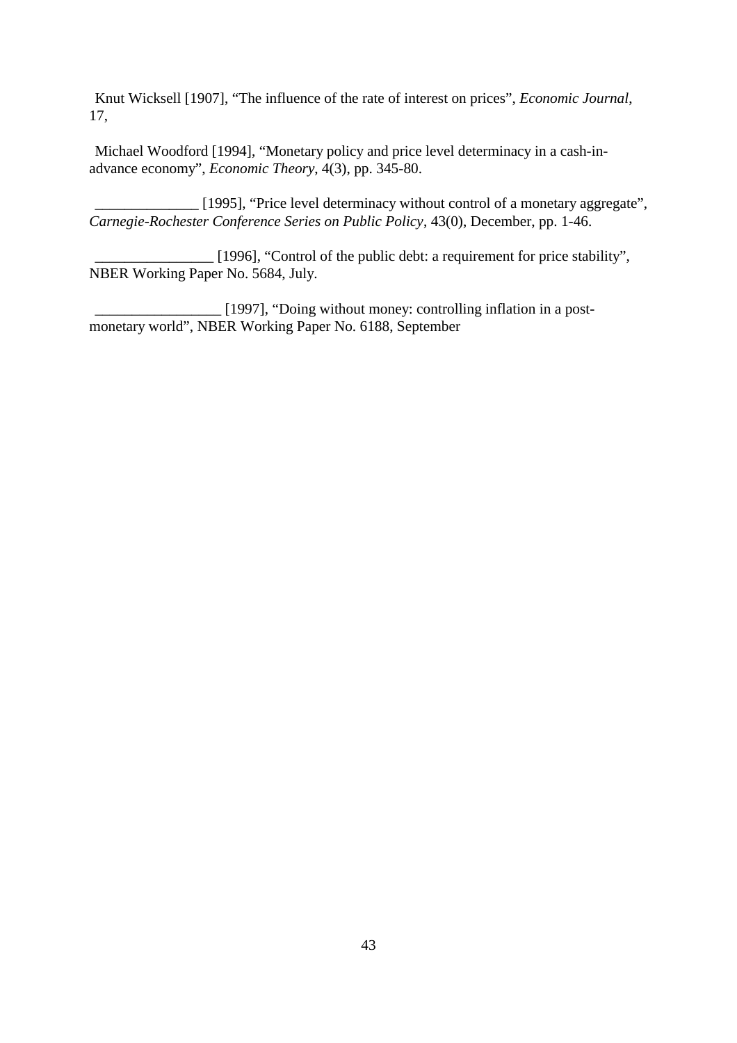Knut Wicksell [1907], “The influence of the rate of interest on prices”, *Economic Journal*, 17,

Michael Woodford [1994], “Monetary policy and price level determinacy in a cash-in-advance economy”, *Economic Theory*, 4(3), pp. 345-80.

______________ [1995], “Price level determinacy without control of a monetary aggregate”, *Carnegie-Rochester Conference Series on Public Policy*, 43(0), December, pp. 1-46.

________________ [1996], “Control of the public debt: a requirement for price stability”, NBER Working Paper No. 5684, July.

_________________ [1997], “Doing without money: controlling inflation in a post-monetary world”, NBER Working Paper No. 6188, September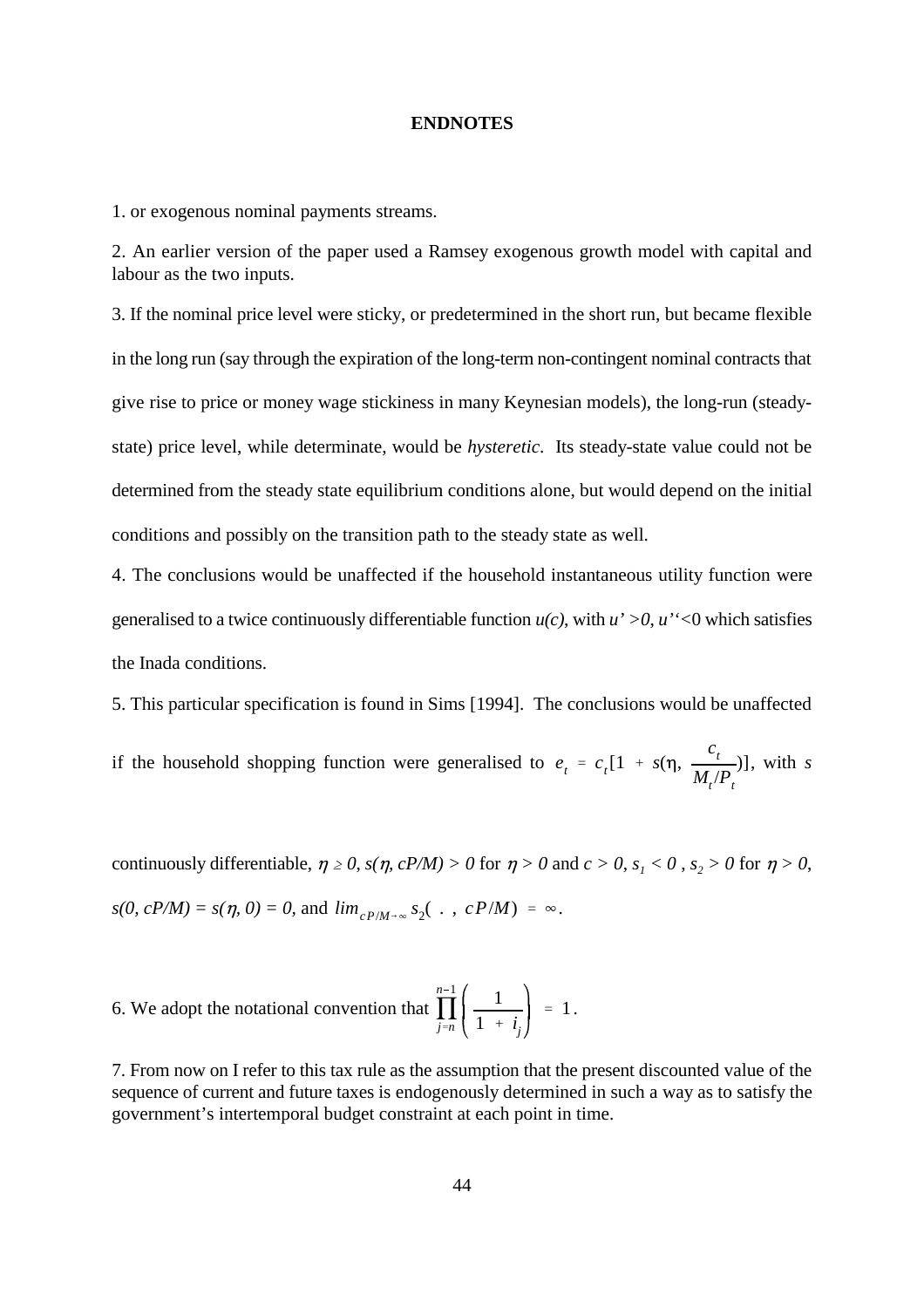**ENDNOTES**

1. or exogenous nominal payments streams.

2. An earlier version of the paper used a Ramsey exogenous growth model with capital and labour as the two inputs.

3. If the nominal price level were sticky, or predetermined in the short run, but became flexible in the long run (say through the expiration of the long-term non-contingent nominal contracts that give rise to price or money wage stickiness in many Keynesian models), the long-run (steady-state) price level, while determinate, would be *hysteretic*. Its steady-state value could not be determined from the steady state equilibrium conditions alone, but would depend on the initial conditions and possibly on the transition path to the steady state as well.

4. The conclusions would be unaffected if the household instantaneous utility function were generalised to a twice continuously differentiable function $u(c)$, with $u' > 0$, $u'' < 0$ which satisfies the Inada conditions.

5. This particular specification is found in Sims [1994]. The conclusions would be unaffected if the household shopping function were generalised to $e_t = c_t[1 + s(\eta, \frac{c_t}{M_t/P_t})]$, with $s$ continuously differentiable, $\eta \geq 0$, $s(\eta, cP/M) > 0$ for $\eta > 0$ and $c > 0$, $s_1 < 0$ , $s_2 > 0$ for $\eta > 0$, $s(0, cP/M) = s(\eta, 0) = 0$, and $\lim_{cP/M \to \infty} s_2( . , cP/M) = \infty$.

6. We adopt the notational convention that $\prod_{j=n}^{n-1} \left( \frac{1}{1 + i_j} \right) = 1$.

7. From now on I refer to this tax rule as the assumption that the present discounted value of the sequence of current and future taxes is endogenously determined in such a way as to satisfy the government's intertemporal budget constraint at each point in time.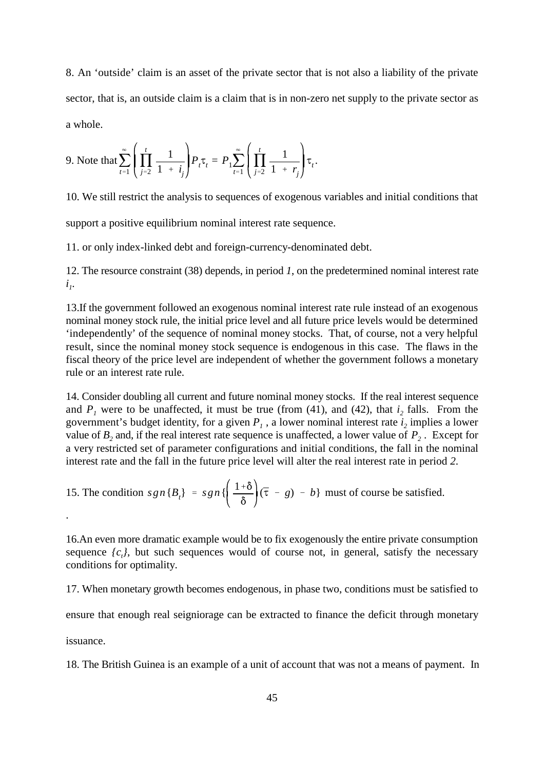8. An 'outside' claim is an asset of the private sector that is not also a liability of the private sector, that is, an outside claim is a claim that is in non-zero net supply to the private sector as a whole.

9. Note that $\sum_{t=1}^{\infty}\left(\prod_{j=2}^{t}\frac{1}{1+i_j}\right)P_t\tau_t = P_1\sum_{t=1}^{\infty}\left(\prod_{j=2}^{t}\frac{1}{1+r_j}\right)\tau_t$.

10. We still restrict the analysis to sequences of exogenous variables and initial conditions that support a positive equilibrium nominal interest rate sequence.

11. or only index-linked debt and foreign-currency-denominated debt.

12. The resource constraint (38) depends, in period *1*, on the predetermined nominal interest rate $i_1$.

13.If the government followed an exogenous nominal interest rate rule instead of an exogenous nominal money stock rule, the initial price level and all future price levels would be determined 'independently' of the sequence of nominal money stocks. That, of course, not a very helpful result, since the nominal money stock sequence is endogenous in this case. The flaws in the fiscal theory of the price level are independent of whether the government follows a monetary rule or an interest rate rule.

14. Consider doubling all current and future nominal money stocks. If the real interest sequence and $P_1$ were to be unaffected, it must be true (from (41), and (42), that $i_2$ falls. From the government's budget identity, for a given $P_1$ , a lower nominal interest rate $i_2$ implies a lower value of $B_2$ and, if the real interest rate sequence is unaffected, a lower value of $P_2$ . Except for a very restricted set of parameter configurations and initial conditions, the fall in the nominal interest rate and the fall in the future price level will alter the real interest rate in period *2*.

15. The condition $sgn\{B_t\} = sgn\{\left(\frac{1+\delta}{\delta}\right)(\bar{\tau} - g) - b\}$ must of course be satisfied.

.

16.An even more dramatic example would be to fix exogenously the entire private consumption sequence $\{c_t\}$, but such sequences would of course not, in general, satisfy the necessary conditions for optimality.

17. When monetary growth becomes endogenous, in phase two, conditions must be satisfied to ensure that enough real seigniorage can be extracted to finance the deficit through monetary issuance.

18. The British Guinea is an example of a unit of account that was not a means of payment. In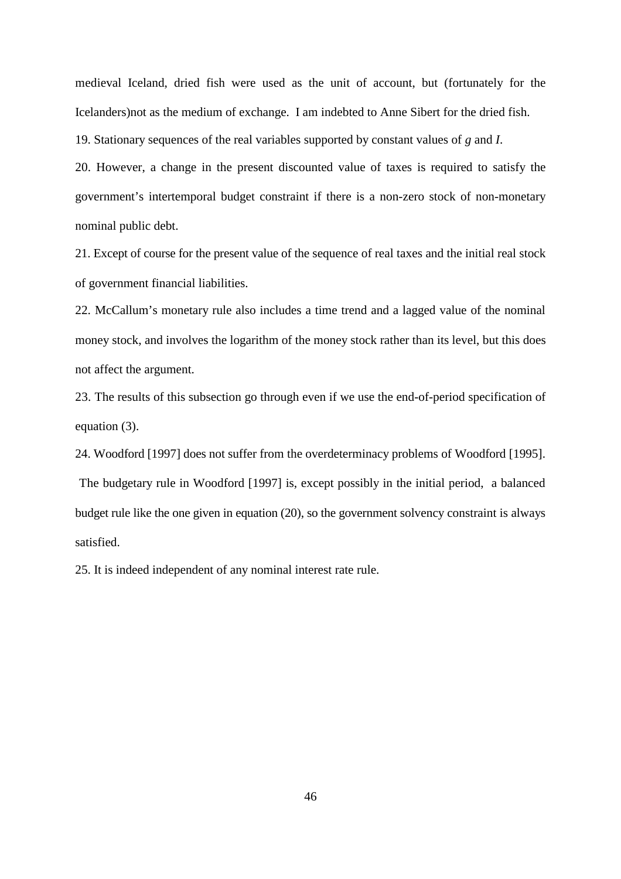medieval Iceland, dried fish were used as the unit of account, but (fortunately for the Icelanders)not as the medium of exchange. I am indebted to Anne Sibert for the dried fish.

19. Stationary sequences of the real variables supported by constant values of $g$ and $I$.

20. However, a change in the present discounted value of taxes is required to satisfy the government's intertemporal budget constraint if there is a non-zero stock of non-monetary nominal public debt.

21. Except of course for the present value of the sequence of real taxes and the initial real stock of government financial liabilities.

22. McCallum's monetary rule also includes a time trend and a lagged value of the nominal money stock, and involves the logarithm of the money stock rather than its level, but this does not affect the argument.

23. The results of this subsection go through even if we use the end-of-period specification of equation (3).

24. Woodford [1997] does not suffer from the overdeterminacy problems of Woodford [1995]. The budgetary rule in Woodford [1997] is, except possibly in the initial period, a balanced budget rule like the one given in equation (20), so the government solvency constraint is always satisfied.

25. It is indeed independent of any nominal interest rate rule.